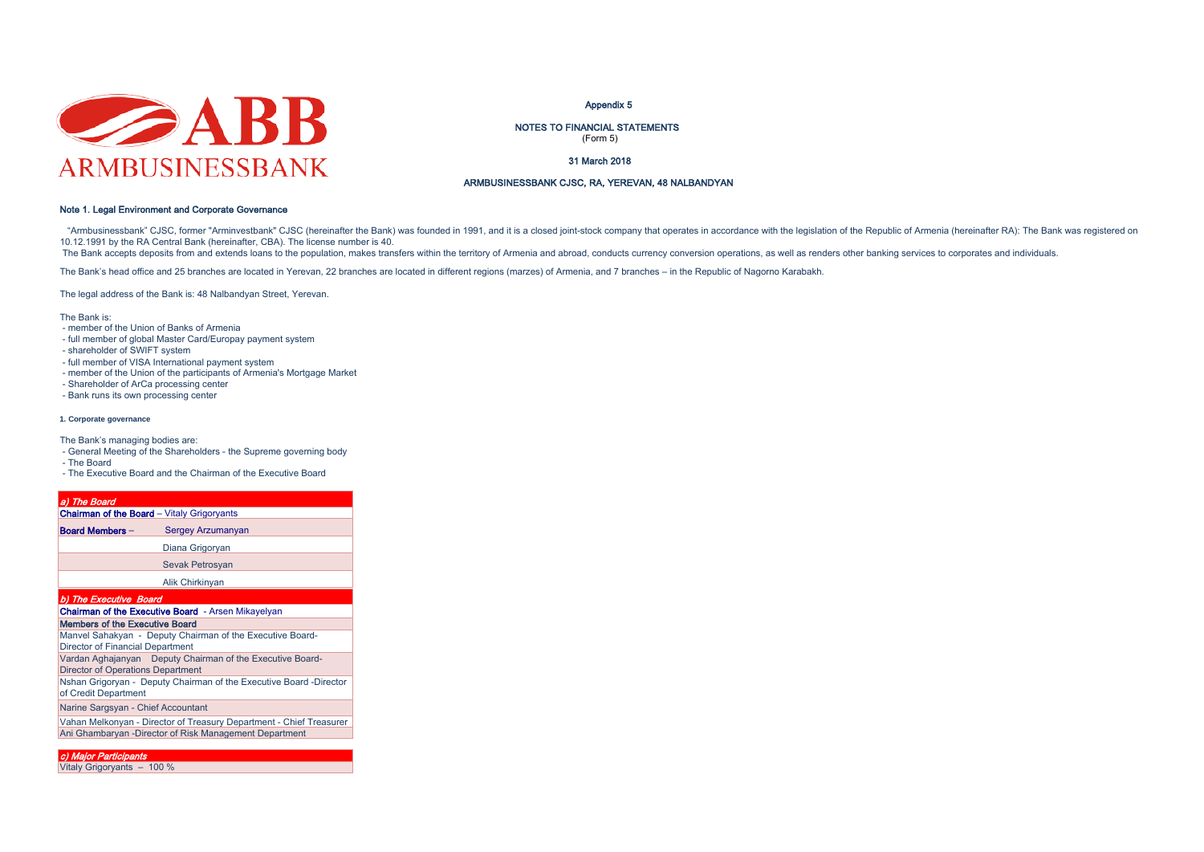ABB
ARMBUSINESSBANK

Appendix 5

NOTES TO FINANCIAL STATEMENTS
(Form 5)

31 March 2018

ARMBUSINESSBANK CJSC, RA, YEREVAN, 48 NALBANDYAN

## Note 1. Legal Environment and Corporate Governance

"Armbusinessbank" CJSC, former "Arminvestbank" CJSC (hereinafter the Bank) was founded in 1991, and it is a closed joint-stock company that operates in accordance with the legislation of the Republic of Armenia (hereinafter RA): The Bank was registered on 10.12.1991 by the RA Central Bank (hereinafter, CBA). The license number is 40.
The Bank accepts deposits from and extends loans to the population, makes transfers within the territory of Armenia and abroad, conducts currency conversion operations, as well as renders other banking services to corporates and individuals.

The Bank's head office and 25 branches are located in Yerevan, 22 branches are located in different regions (marzes) of Armenia, and 7 branches – in the Republic of Nagorno Karabakh.

The legal address of the Bank is: 48 Nalbandyan Street, Yerevan.

The Bank is:
- member of the Union of Banks of Armenia
- full member of global Master Card/Europay payment system
- shareholder of SWIFT system
- full member of VISA International payment system
- member of the Union of the participants of Armenia's Mortgage Market
- Shareholder of ArCa processing center
- Bank runs its own processing center

### 1. Corporate governance

The Bank's managing bodies are:
- General Meeting of the Shareholders - the Supreme governing body
- The Board
- The Executive Board and the Chairman of the Executive Board

| *a) The Board* | |
|---|---|
| **Chairman of the Board** – Vitaly Grigoryants | |
| **Board Members** – | Sergey Arzumanyan |
| | Diana Grigoryan |
| | Sevak Petrosyan |
| | Alik Chirkinyan |
| *b) The Executive Board* | |
| **Chairman of the Executive Board** - Arsen Mikayelyan | |
| **Members of the Executive Board** | |
| Manvel Sahakyan - Deputy Chairman of the Executive Board-Director of Financial Department | |
| Vardan Aghajanyan Deputy Chairman of the Executive Board-Director of Operations Department | |
| Nshan Grigoryan - Deputy Chairman of the Executive Board -Director of Credit Department | |
| Narine Sargsyan - Chief Accountant | |
| Vahan Melkonyan - Director of Treasury Department - Chief Treasurer | |
| Ani Ghambaryan -Director of Risk Management Department | |
| *c) Major Participants* | |
| Vitaly Grigoryants – 100 % | |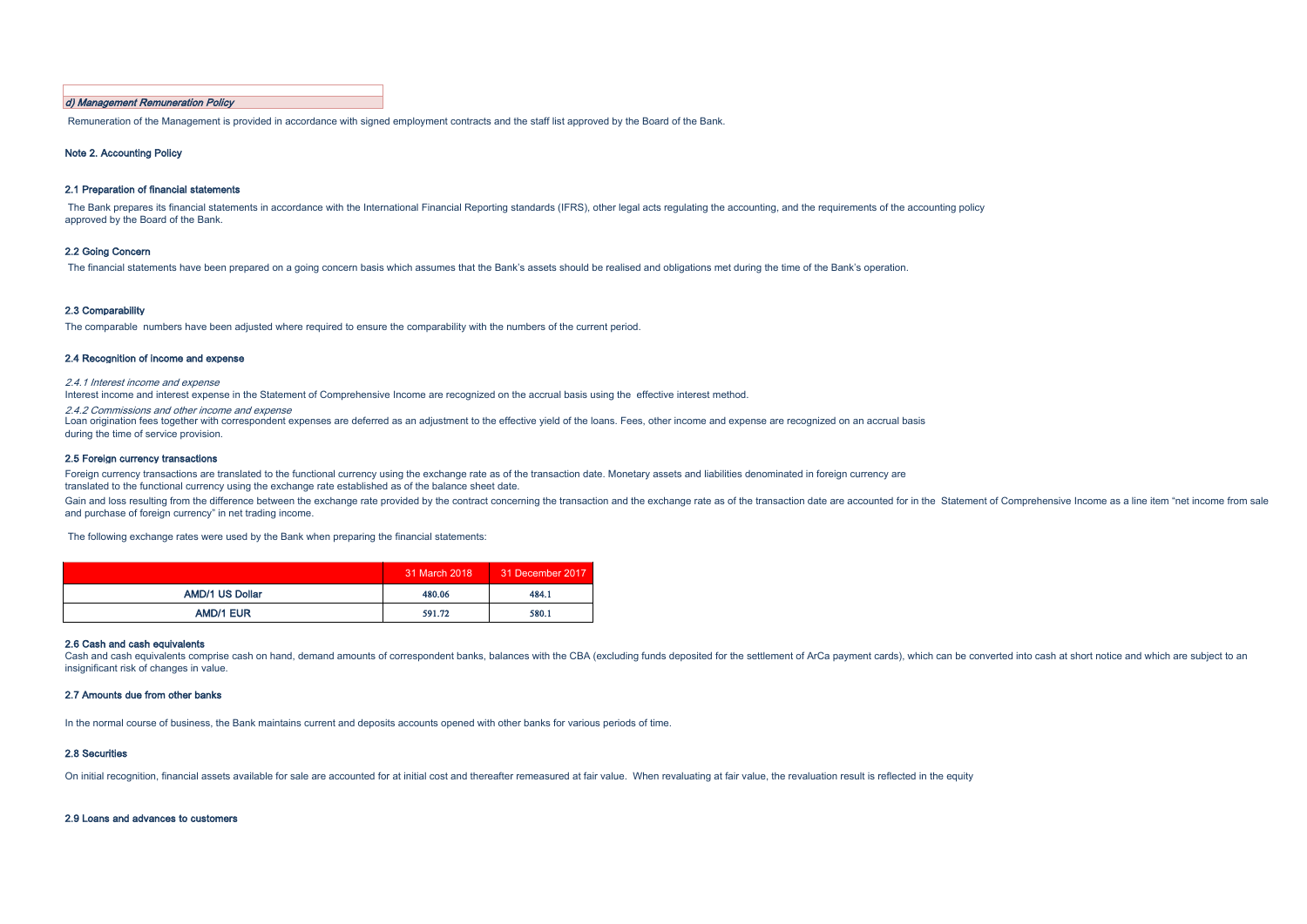*d) Management Remuneration Policy*

Remuneration of the Management is provided in accordance with signed employment contracts and the staff list approved by the Board of the Bank.

## Note 2. Accounting Policy

### 2.1 Preparation of financial statements

The Bank prepares its financial statements in accordance with the International Financial Reporting standards (IFRS), other legal acts regulating the accounting, and the requirements of the accounting policy approved by the Board of the Bank.

### 2.2 Going Concern

The financial statements have been prepared on a going concern basis which assumes that the Bank's assets should be realised and obligations met during the time of the Bank's operation.

### 2.3 Comparability

The comparable numbers have been adjusted where required to ensure the comparability with the numbers of the current period.

### 2.4 Recognition of income and expense

*2.4.1 Interest income and expense*

Interest income and interest expense in the Statement of Comprehensive Income are recognized on the accrual basis using the effective interest method.

*2.4.2 Commissions and other income and expense*

Loan origination fees together with correspondent expenses are deferred as an adjustment to the effective yield of the loans. Fees, other income and expense are recognized on an accrual basis during the time of service provision.

### 2.5 Foreign currency transactions

Foreign currency transactions are translated to the functional currency using the exchange rate as of the transaction date. Monetary assets and liabilities denominated in foreign currency are translated to the functional currency using the exchange rate established as of the balance sheet date.

Gain and loss resulting from the difference between the exchange rate provided by the contract concerning the transaction and the exchange rate as of the transaction date are accounted for in the Statement of Comprehensive Income as a line item "net income from sale and purchase of foreign currency" in net trading income.

The following exchange rates were used by the Bank when preparing the financial statements:

| | 31 March 2018 | 31 December 2017 |
|---|---|---|
| AMD/1 US Dollar | 480.06 | 484.1 |
| AMD/1 EUR | 591.72 | 580.1 |

### 2.6 Cash and cash equivalents

Cash and cash equivalents comprise cash on hand, demand amounts of correspondent banks, balances with the CBA (excluding funds deposited for the settlement of ArCa payment cards), which can be converted into cash at short notice and which are subject to an insignificant risk of changes in value.

### 2.7 Amounts due from other banks

In the normal course of business, the Bank maintains current and deposits accounts opened with other banks for various periods of time.

### 2.8 Securities

On initial recognition, financial assets available for sale are accounted for at initial cost and thereafter remeasured at fair value. When revaluating at fair value, the revaluation result is reflected in the equity

### 2.9 Loans and advances to customers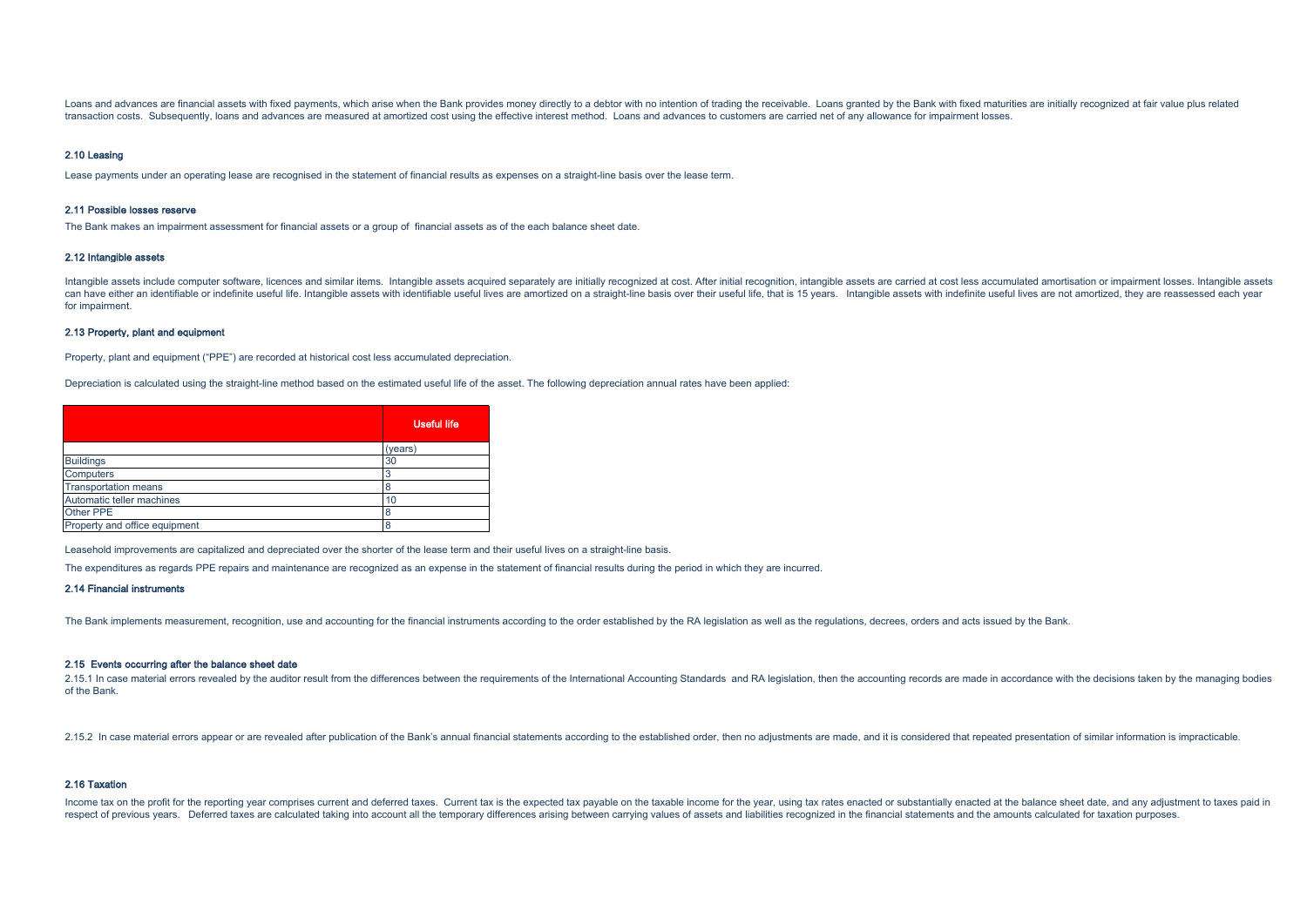Loans and advances are financial assets with fixed payments, which arise when the Bank provides money directly to a debtor with no intention of trading the receivable. Loans granted by the Bank with fixed maturities are initially recognized at fair value plus related transaction costs. Subsequently, loans and advances are measured at amortized cost using the effective interest method. Loans and advances to customers are carried net of any allowance for impairment losses.

### 2.10 Leasing

Lease payments under an operating lease are recognised in the statement of financial results as expenses on a straight-line basis over the lease term.

### 2.11 Possible losses reserve

The Bank makes an impairment assessment for financial assets or a group of financial assets as of the each balance sheet date.

### 2.12 Intangible assets

Intangible assets include computer software, licences and similar items. Intangible assets acquired separately are initially recognized at cost. After initial recognition, intangible assets are carried at cost less accumulated amortisation or impairment losses. Intangible assets can have either an identifiable or indefinite useful life. Intangible assets with identifiable useful lives are amortized on a straight-line basis over their useful life, that is 15 years. Intangible assets with indefinite useful lives are not amortized, they are reassessed each year for impairment.

### 2.13 Property, plant and equipment

Property, plant and equipment ("PPE") are recorded at historical cost less accumulated depreciation.

Depreciation is calculated using the straight-line method based on the estimated useful life of the asset. The following depreciation annual rates have been applied:

| | Useful life |
|---|---|
| | (years) |
| Buildings | 30 |
| Computers | 3 |
| Transportation means | 8 |
| Automatic teller machines | 10 |
| Other PPE | 8 |
| Property and office equipment | 8 |

Leasehold improvements are capitalized and depreciated over the shorter of the lease term and their useful lives on a straight-line basis.

The expenditures as regards PPE repairs and maintenance are recognized as an expense in the statement of financial results during the period in which they are incurred.

### 2.14 Financial instruments

The Bank implements measurement, recognition, use and accounting for the financial instruments according to the order established by the RA legislation as well as the regulations, decrees, orders and acts issued by the Bank.

### 2.15 Events occurring after the balance sheet date

2.15.1 In case material errors revealed by the auditor result from the differences between the requirements of the International Accounting Standards and RA legislation, then the accounting records are made in accordance with the decisions taken by the managing bodies of the Bank.

2.15.2 In case material errors appear or are revealed after publication of the Bank's annual financial statements according to the established order, then no adjustments are made, and it is considered that repeated presentation of similar information is impracticable.

### 2.16 Taxation

Income tax on the profit for the reporting year comprises current and deferred taxes. Current tax is the expected tax payable on the taxable income for the year, using tax rates enacted or substantially enacted at the balance sheet date, and any adjustment to taxes paid in respect of previous years. Deferred taxes are calculated taking into account all the temporary differences arising between carrying values of assets and liabilities recognized in the financial statements and the amounts calculated for taxation purposes.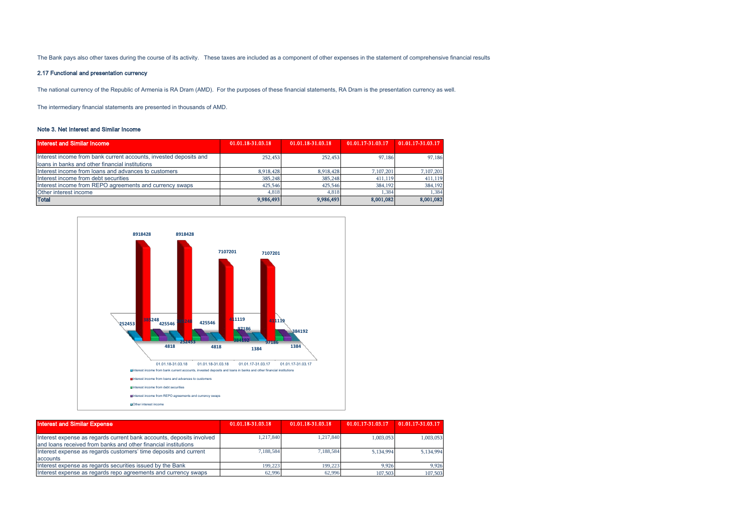The Bank pays also other taxes during the course of its activity. These taxes are included as a component of other expenses in the statement of comprehensive financial results

### 2.17 Functional and presentation currency

The national currency of the Republic of Armenia is RA Dram (AMD). For the purposes of these financial statements, RA Dram is the presentation currency as well.

The intermediary financial statements are presented in thousands of AMD.

### Note 3. Net Interest and Similar Income

| Interest and Similar Income | 01.01.18-31.03.18 | 01.01.18-31.03.18 | 01.01.17-31.03.17 | 01.01.17-31.03.17 |
|---|---|---|---|---|
| Interest income from bank current accounts, invested deposits and loans in banks and other financial institutions | 252,453 | 252,453 | 97,186 | 97,186 |
| Interest income from loans and advances to customers | 8,918,428 | 8,918,428 | 7,107,201 | 7,107,201 |
| Interest income from debt securities | 385,248 | 385,248 | 411,119 | 411,119 |
| Interest income from REPO agreements and currency swaps | 425,546 | 425,546 | 384,192 | 384,192 |
| Other interest income | 4,818 | 4,818 | 1,384 | 1,384 |
| **Total** | **9,986,493** | **9,986,493** | **8,001,082** | **8,001,082** |

| Interest and Similar Expense | 01.01.18-31.03.18 | 01.01.18-31.03.18 | 01.01.17-31.03.17 | 01.01.17-31.03.17 |
|---|---|---|---|---|
| Interest expense as regards current bank accounts, deposits involved and loans received from banks and other financial institutions | 1,217,840 | 1,217,840 | 1,003,053 | 1,003,053 |
| Interest expense as regards customers' time deposits and current accounts | 7,188,584 | 7,188,584 | 5,134,994 | 5,134,994 |
| Interest expense as regards securities issued by the Bank | 199,223 | 199,223 | 9,926 | 9,926 |
| Interest expense as regards repo agreements and currency swaps | 62,996 | 62,996 | 107,503 | 107,503 |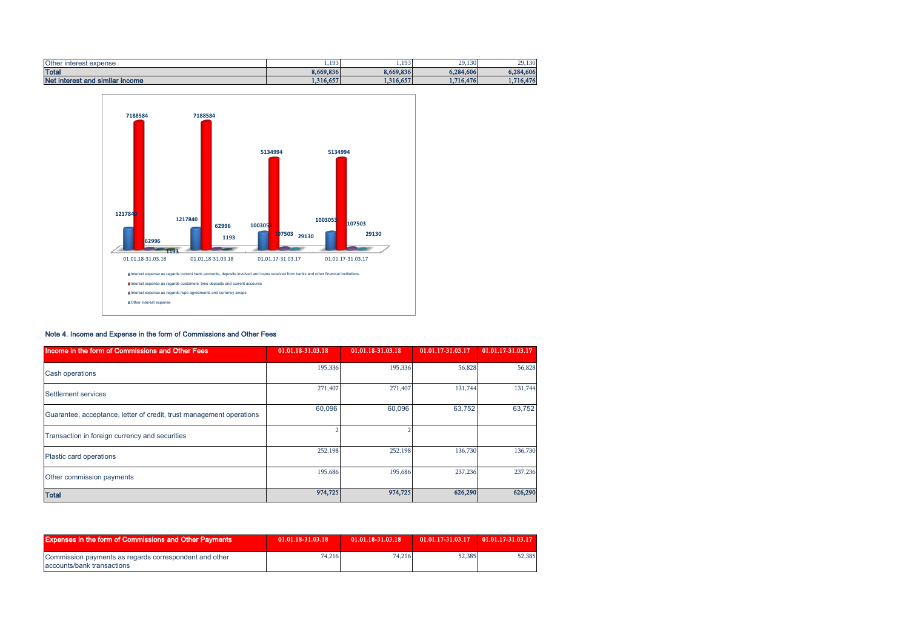| | | | | |
|---|---|---|---|---|
| Other interest expense | 1,193 | 1,193 | 29,130 | 29,130 |
| **Total** | **8,669,836** | **8,669,836** | **6,284,606** | **6,284,606** |
| **Net interest and similar income** | **1,316,657** | **1,316,657** | **1,716,476** | **1,716,476** |

### Note 4. Income and Expense in the form of Commissions and Other Fees

| Income in the form of Commissions and Other Fees | 01.01.18-31.03.18 | 01.01.18-31.03.18 | 01.01.17-31.03.17 | 01.01.17-31.03.17 |
|---|---|---|---|---|
| Cash operations | 195,336 | 195,336 | 56,828 | 56,828 |
| Settlement services | 271,407 | 271,407 | 131,744 | 131,744 |
| Guarantee, acceptance, letter of credit, trust management operations | 60,096 | 60,096 | 63,752 | 63,752 |
| Transaction in foreign currency and securities | 2 | 2 | | |
| Plastic card operations | 252,198 | 252,198 | 136,730 | 136,730 |
| Other commission payments | 195,686 | 195,686 | 237,236 | 237,236 |
| **Total** | **974,725** | **974,725** | **626,290** | **626,290** |

| Expenses in the form of Commissions and Other Payments | 01.01.18-31.03.18 | 01.01.18-31.03.18 | 01.01.17-31.03.17 | 01.01.17-31.03.17 |
|---|---|---|---|---|
| Commission payments as regards correspondent and other accounts/bank transactions | 74,216 | 74,216 | 52,385 | 52,385 |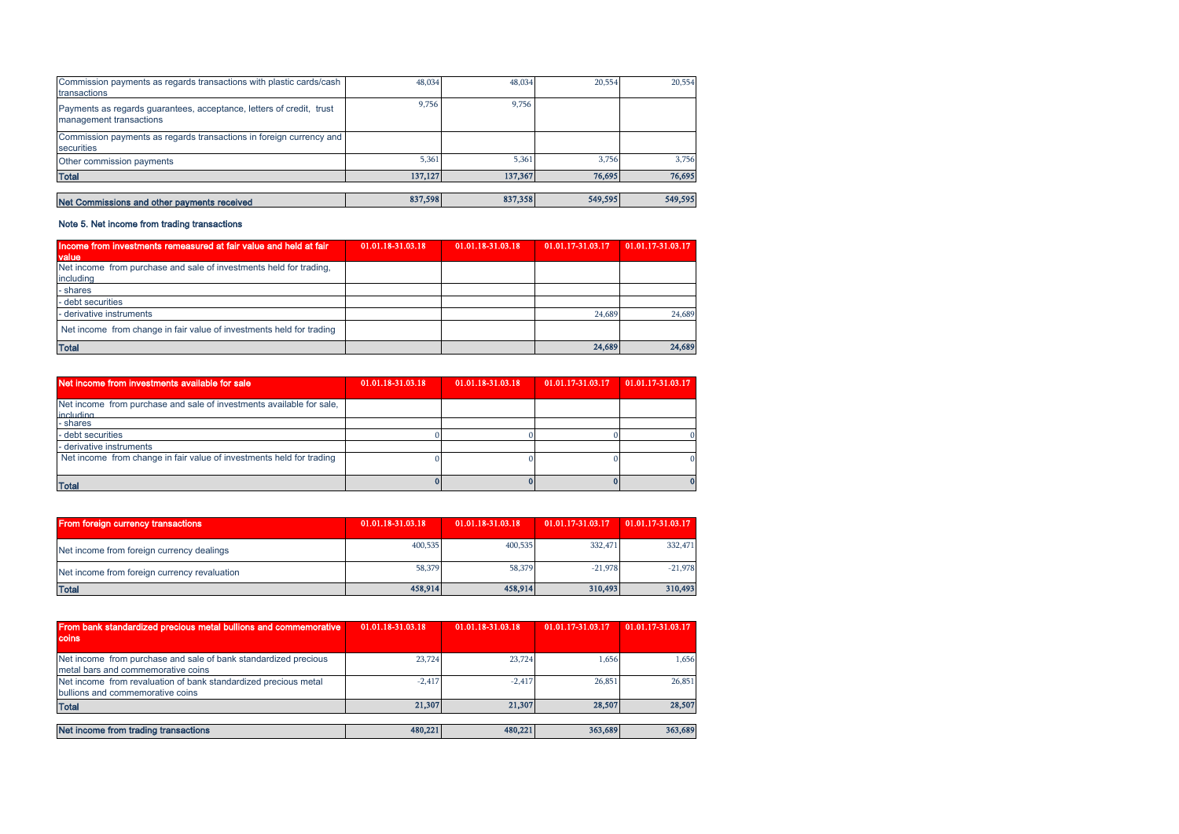| | | | | |
|---|---|---|---|---|
| Commission payments as regards transactions with plastic cards/cash transactions | 48,034 | 48,034 | 20,554 | 20,554 |
| Payments as regards guarantees, acceptance, letters of credit, trust management transactions | 9,756 | 9,756 | | |
| Commission payments as regards transactions in foreign currency and securities | | | | |
| Other commission payments | 5,361 | 5,361 | 3,756 | 3,756 |
| **Total** | **137,127** | **137,367** | **76,695** | **76,695** |

| | | | | |
|---|---|---|---|---|
| **Net Commissions and other payments received** | **837,598** | **837,358** | **549,595** | **549,595** |

### Note 5. Net income from trading transactions

| Income from investments remeasured at fair value and held at fair value | 01.01.18-31.03.18 | 01.01.18-31.03.18 | 01.01.17-31.03.17 | 01.01.17-31.03.17 |
|---|---|---|---|---|
| Net income from purchase and sale of investments held for trading, including | | | | |
| - shares | | | | |
| - debt securities | | | | |
| - derivative instruments | | | 24,689 | 24,689 |
| Net income from change in fair value of investments held for trading | | | | |
| **Total** | | | **24,689** | **24,689** |

| Net income from investments available for sale | 01.01.18-31.03.18 | 01.01.18-31.03.18 | 01.01.17-31.03.17 | 01.01.17-31.03.17 |
|---|---|---|---|---|
| Net income from purchase and sale of investments available for sale, including | | | | |
| - shares | | | | |
| - debt securities | 0 | 0 | 0 | 0 |
| - derivative instruments | | | | |
| Net income from change in fair value of investments held for trading | 0 | 0 | 0 | 0 |
| **Total** | **0** | **0** | **0** | **0** |

| From foreign currency transactions | 01.01.18-31.03.18 | 01.01.18-31.03.18 | 01.01.17-31.03.17 | 01.01.17-31.03.17 |
|---|---|---|---|---|
| Net income from foreign currency dealings | 400,535 | 400,535 | 332,471 | 332,471 |
| Net income from foreign currency revaluation | 58,379 | 58,379 | -21,978 | -21,978 |
| **Total** | **458,914** | **458,914** | **310,493** | **310,493** |

| From bank standardized precious metal bullions and commemorative coins | 01.01.18-31.03.18 | 01.01.18-31.03.18 | 01.01.17-31.03.17 | 01.01.17-31.03.17 |
|---|---|---|---|---|
| Net income from purchase and sale of bank standardized precious metal bars and commemorative coins | 23,724 | 23,724 | 1,656 | 1,656 |
| Net income from revaluation of bank standardized precious metal bullions and commemorative coins | -2,417 | -2,417 | 26,851 | 26,851 |
| **Total** | **21,307** | **21,307** | **28,507** | **28,507** |

| | | | | |
|---|---|---|---|---|
| **Net income from trading transactions** | **480,221** | **480,221** | **363,689** | **363,689** |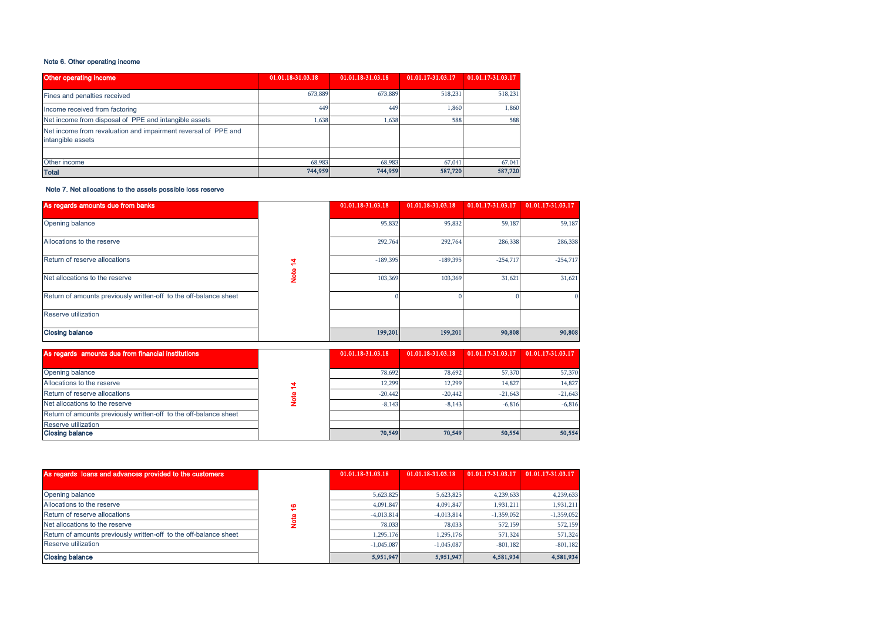### Note 6. Other operating income

| Other operating income | 01.01.18-31.03.18 | 01.01.18-31.03.18 | 01.01.17-31.03.17 | 01.01.17-31.03.17 |
|---|---|---|---|---|
| Fines and penalties received | 673,889 | 673,889 | 518,231 | 518,231 |
| Income received from factoring | 449 | 449 | 1,860 | 1,860 |
| Net income from disposal of PPE and intangible assets | 1,638 | 1,638 | 588 | 588 |
| Net income from revaluation and impairment reversal of PPE and intangible assets | | | | |
| | | | | |
| Other income | 68,983 | 68,983 | 67,041 | 67,041 |
| **Total** | **744,959** | **744,959** | **587,720** | **587,720** |

### Note 7. Net allocations to the assets possible loss reserve

| As regards amounts due from banks | | 01.01.18-31.03.18 | 01.01.18-31.03.18 | 01.01.17-31.03.17 | 01.01.17-31.03.17 |
|---|---|---|---|---|---|
| Opening balance | Note 14 | 95,832 | 95,832 | 59,187 | 59,187 |
| Allocations to the reserve | | 292,764 | 292,764 | 286,338 | 286,338 |
| Return of reserve allocations | | -189,395 | -189,395 | -254,717 | -254,717 |
| Net allocations to the reserve | | 103,369 | 103,369 | 31,621 | 31,621 |
| Return of amounts previously written-off to the off-balance sheet | | 0 | 0 | 0 | 0 |
| Reserve utilization | | | | | |
| **Closing balance** | | **199,201** | **199,201** | **90,808** | **90,808** |

| As regards amounts due from financial institutions | | 01.01.18-31.03.18 | 01.01.18-31.03.18 | 01.01.17-31.03.17 | 01.01.17-31.03.17 |
|---|---|---|---|---|---|
| Opening balance | Note 14 | 78,692 | 78,692 | 57,370 | 57,370 |
| Allocations to the reserve | | 12,299 | 12,299 | 14,827 | 14,827 |
| Return of reserve allocations | | -20,442 | -20,442 | -21,643 | -21,643 |
| Net allocations to the reserve | | -8,143 | -8,143 | -6,816 | -6,816 |
| Return of amounts previously written-off to the off-balance sheet | | | | | |
| Reserve utilization | | | | | |
| **Closing balance** | | **70,549** | **70,549** | **50,554** | **50,554** |

| As regards loans and advances provided to the customers | | 01.01.18-31.03.18 | 01.01.18-31.03.18 | 01.01.17-31.03.17 | 01.01.17-31.03.17 |
|---|---|---|---|---|---|
| Opening balance | Note 16 | 5,623,825 | 5,623,825 | 4,239,633 | 4,239,633 |
| Allocations to the reserve | | 4,091,847 | 4,091,847 | 1,931,211 | 1,931,211 |
| Return of reserve allocations | | -4,013,814 | -4,013,814 | -1,359,052 | -1,359,052 |
| Net allocations to the reserve | | 78,033 | 78,033 | 572,159 | 572,159 |
| Return of amounts previously written-off to the off-balance sheet | | 1,295,176 | 1,295,176 | 571,324 | 571,324 |
| Reserve utilization | | -1,045,087 | -1,045,087 | -801,182 | -801,182 |
| **Closing balance** | | **5,951,947** | **5,951,947** | **4,581,934** | **4,581,934** |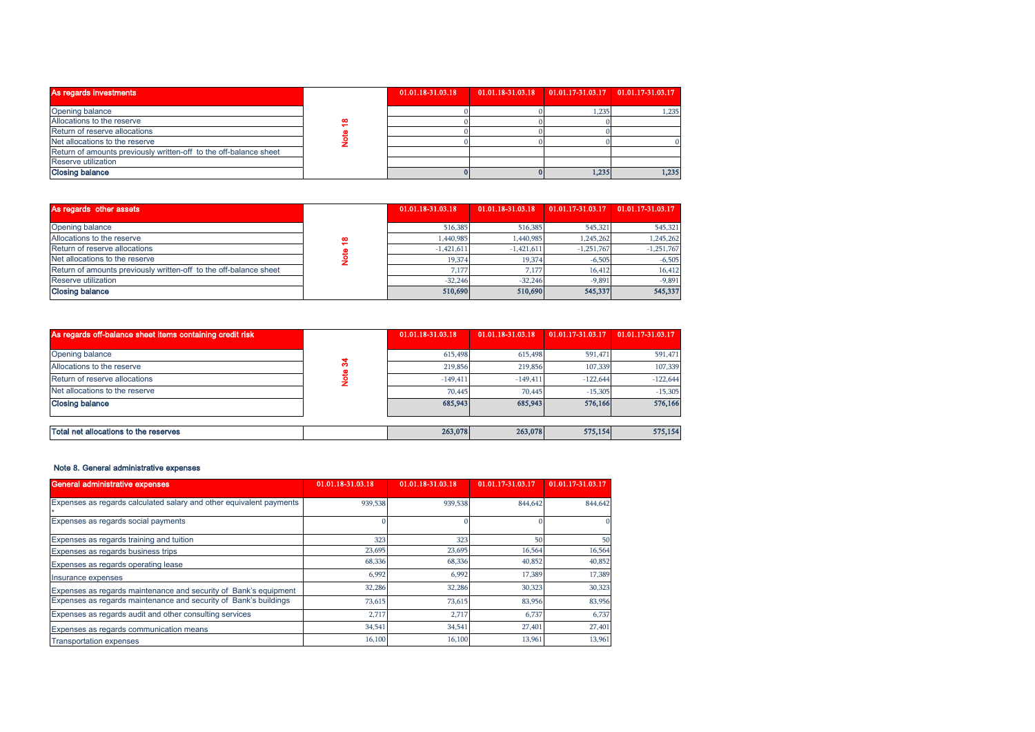| As regards investments | | 01.01.18-31.03.18 | 01.01.18-31.03.18 | 01.01.17-31.03.17 | 01.01.17-31.03.17 |
|---|---|---|---|---|---|
| Opening balance | Note 18 | 0 | 0 | 1,235 | 1,235 |
| Allocations to the reserve | | 0 | 0 | 0 | |
| Return of reserve allocations | | 0 | 0 | 0 | |
| Net allocations to the reserve | | 0 | 0 | 0 | 0 |
| Return of amounts previously written-off to the off-balance sheet | | | | | |
| Reserve utilization | | | | | |
| **Closing balance** | | **0** | **0** | **1,235** | **1,235** |

| As regards other assets | | 01.01.18-31.03.18 | 01.01.18-31.03.18 | 01.01.17-31.03.17 | 01.01.17-31.03.17 |
|---|---|---|---|---|---|
| Opening balance | Note 18 | 516,385 | 516,385 | 545,321 | 545,321 |
| Allocations to the reserve | | 1,440,985 | 1,440,985 | 1,245,262 | 1,245,262 |
| Return of reserve allocations | | -1,421,611 | -1,421,611 | -1,251,767 | -1,251,767 |
| Net allocations to the reserve | | 19,374 | 19,374 | -6,505 | -6,505 |
| Return of amounts previously written-off to the off-balance sheet | | 7,177 | 7,177 | 16,412 | 16,412 |
| Reserve utilization | | -32,246 | -32,246 | -9,891 | -9,891 |
| **Closing balance** | | **510,690** | **510,690** | **545,337** | **545,337** |

| As regards off-balance sheet items containing credit risk | | 01.01.18-31.03.18 | 01.01.18-31.03.18 | 01.01.17-31.03.17 | 01.01.17-31.03.17 |
|---|---|---|---|---|---|
| Opening balance | Note 34 | 615,498 | 615,498 | 591,471 | 591,471 |
| Allocations to the reserve | | 219,856 | 219,856 | 107,339 | 107,339 |
| Return of reserve allocations | | -149,411 | -149,411 | -122,644 | -122,644 |
| Net allocations to the reserve | | 70,445 | 70,445 | -15,305 | -15,305 |
| **Closing balance** | | **685,943** | **685,943** | **576,166** | **576,166** |
| | | | | | |
| **Total net allocations to the reserves** | | **263,078** | **263,078** | **575,154** | **575,154** |

#### Note 8. General administrative expenses

| General administrative expenses | 01.01.18-31.03.18 | 01.01.18-31.03.18 | 01.01.17-31.03.17 | 01.01.17-31.03.17 |
|---|---|---|---|---|
| Expenses as regards calculated salary and other equivalent payments * | 939,538 | 939,538 | 844,642 | 844,642 |
| Expenses as regards social payments | 0 | 0 | 0 | 0 |
| Expenses as regards training and tuition | 323 | 323 | 50 | 50 |
| Expenses as regards business trips | 23,695 | 23,695 | 16,564 | 16,564 |
| Expenses as regards operating lease | 68,336 | 68,336 | 40,852 | 40,852 |
| Insurance expenses | 6,992 | 6,992 | 17,389 | 17,389 |
| Expenses as regards maintenance and security of Bank's equipment | 32,286 | 32,286 | 30,323 | 30,323 |
| Expenses as regards maintenance and security of Bank's buildings | 73,615 | 73,615 | 83,956 | 83,956 |
| Expenses as regards audit and other consulting services | 2,717 | 2,717 | 6,737 | 6,737 |
| Expenses as regards communication means | 34,541 | 34,541 | 27,401 | 27,401 |
| Transportation expenses | 16,100 | 16,100 | 13,961 | 13,961 |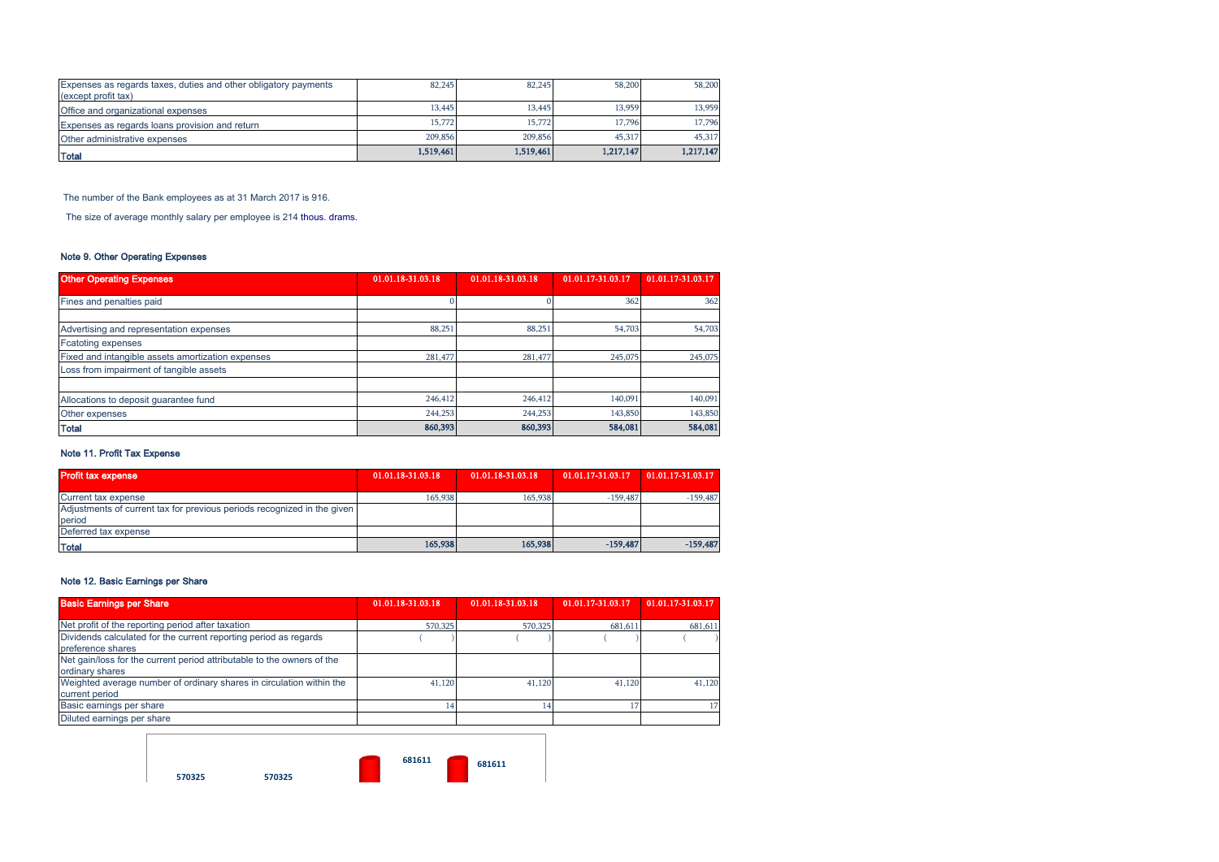| Expenses as regards taxes, duties and other obligatory payments (except profit tax) | 82,245 | 82,245 | 58,200 | 58,200 |
|---|---|---|---|---|
| Office and organizational expenses | 13,445 | 13,445 | 13,959 | 13,959 |
| Expenses as regards loans provision and return | 15,772 | 15,772 | 17,796 | 17,796 |
| Other administrative expenses | 209,856 | 209,856 | 45,317 | 45,317 |
| **Total** | **1,519,461** | **1,519,461** | **1,217,147** | **1,217,147** |

The number of the Bank employees as at 31 March 2017 is 916.

The size of average monthly salary per employee is 214 thous. drams.

### Note 9. Other Operating Expenses

| Other Operating Expenses | 01.01.18-31.03.18 | 01.01.18-31.03.18 | 01.01.17-31.03.17 | 01.01.17-31.03.17 |
|---|---|---|---|---|
| Fines and penalties paid | 0 | 0 | 362 | 362 |
| | | | | |
| Advertising and representation expenses | 88,251 | 88,251 | 54,703 | 54,703 |
| Fcatoting expenses | | | | |
| Fixed and intangible assets amortization expenses | 281,477 | 281,477 | 245,075 | 245,075 |
| Loss from impairment of tangible assets | | | | |
| | | | | |
| Allocations to deposit guarantee fund | 246,412 | 246,412 | 140,091 | 140,091 |
| Other expenses | 244,253 | 244,253 | 143,850 | 143,850 |
| **Total** | **860,393** | **860,393** | **584,081** | **584,081** |

### Note 11. Profit Tax Expense

| Profit tax expense | 01.01.18-31.03.18 | 01.01.18-31.03.18 | 01.01.17-31.03.17 | 01.01.17-31.03.17 |
|---|---|---|---|---|
| Current tax expense | 165,938 | 165,938 | -159,487 | -159,487 |
| Adjustments of current tax for previous periods recognized in the given period | | | | |
| Deferred tax expense | | | | |
| **Total** | **165,938** | **165,938** | **-159,487** | **-159,487** |

### Note 12. Basic Earnings per Share

| Basic Earnings per Share | 01.01.18-31.03.18 | 01.01.18-31.03.18 | 01.01.17-31.03.17 | 01.01.17-31.03.17 |
|---|---|---|---|---|
| Net profit of the reporting period after taxation | 570,325 | 570,325 | 681,611 | 681,611 |
| Dividends calculated for the current reporting period as regards preference shares | ( ) | ( ) | ( ) | ( ) |
| Net gain/loss for the current period attributable to the owners of the ordinary shares | | | | |
| Weighted average number of ordinary shares in circulation within the current period | 41,120 | 41,120 | 41,120 | 41,120 |
| Basic earnings per share | 14 | 14 | 17 | 17 |
| Diluted earnings per share | | | | |

570325 570325 681611 681611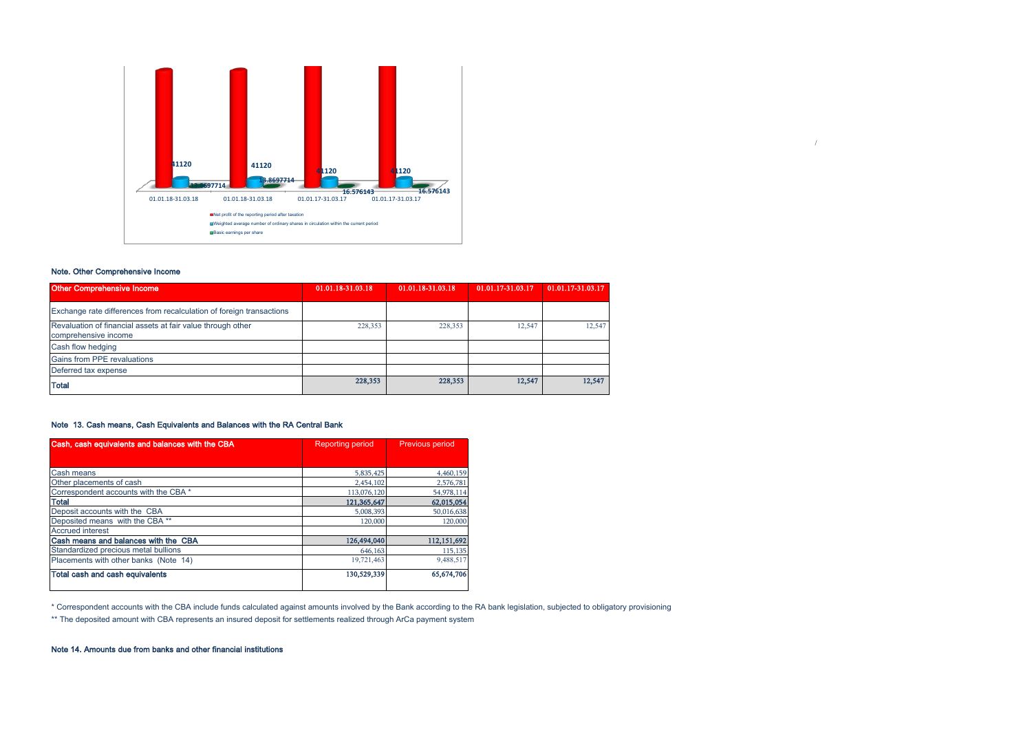## Note. Other Comprehensive Income

| Other Comprehensive Income | 01.01.18-31.03.18 | 01.01.18-31.03.18 | 01.01.17-31.03.17 | 01.01.17-31.03.17 |
|---|---|---|---|---|
| Exchange rate differences from recalculation of foreign transactions | | | | |
| Revaluation of financial assets at fair value through other comprehensive income | 228,353 | 228,353 | 12,547 | 12,547 |
| Cash flow hedging | | | | |
| Gains from PPE revaluations | | | | |
| Deferred tax expense | | | | |
| **Total** | **228,353** | **228,353** | **12,547** | **12,547** |

## Note 13. Cash means, Cash Equivalents and Balances with the RA Central Bank

| Cash, cash equivalents and balances with the CBA | Reporting period | Previous period |
|---|---|---|
| Cash means | 5,835,425 | 4,460,159 |
| Other placements of cash | 2,454,102 | 2,576,781 |
| Correspondent accounts with the CBA * | 113,076,120 | 54,978,114 |
| **Total** | **121,365,647** | **62,015,054** |
| Deposit accounts with the CBA | 5,008,393 | 50,016,638 |
| Deposited means with the CBA ** | 120,000 | 120,000 |
| Accrued interest | | |
| **Cash means and balances with the CBA** | **126,494,040** | **112,151,692** |
| Standardized precious metal bullions | 646,163 | 115,135 |
| Placements with other banks (Note 14) | 19,721,463 | 9,488,517 |
| **Total cash and cash equivalents** | **130,529,339** | **65,674,706** |

\* Correspondent accounts with the CBA include funds calculated against amounts involved by the Bank according to the RA bank legislation, subjected to obligatory provisioning

\*\* The deposited amount with CBA represents an insured deposit for settlements realized through ArCa payment system

## Note 14. Amounts due from banks and other financial institutions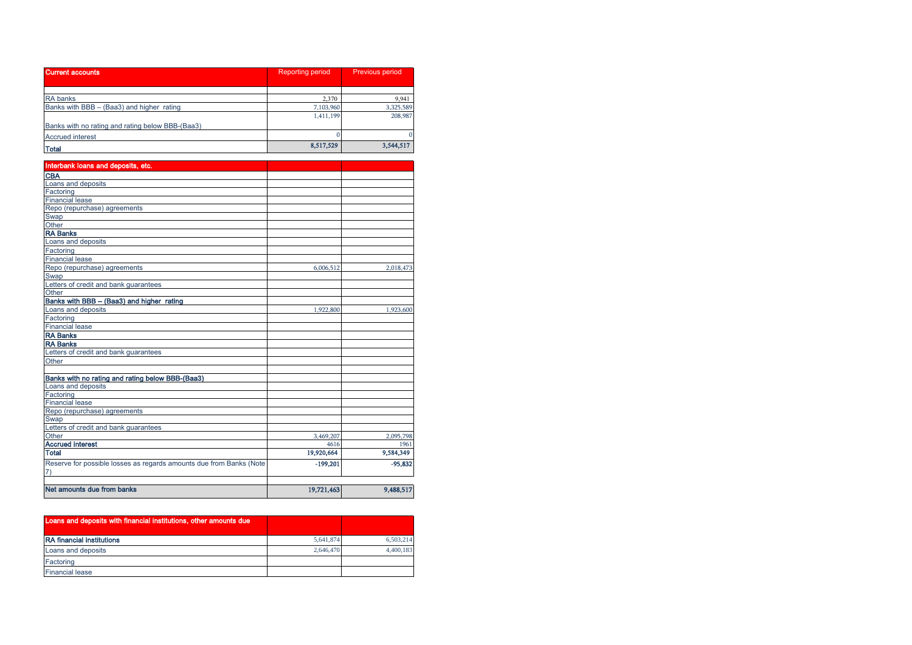| Current accounts | Reporting period | Previous period |
|---|---|---|
| | | |
| RA banks | 2,370 | 9,941 |
| Banks with BBB – (Baa3) and higher rating | 7,103,960 | 3,325,589 |
| Banks with no rating and rating below BBB-(Baa3) | 1,411,199 | 208,987 |
| Accrued interest | 0 | 0 |
| **Total** | **8,517,529** | **3,544,517** |

| Interbank loans and deposits, etc. | | |
|---|---|---|
| **CBA** | | |
| Loans and deposits | | |
| Factoring | | |
| Financial lease | | |
| Repo (repurchase) agreements | | |
| Swap | | |
| Other | | |
| **RA Banks** | | |
| Loans and deposits | | |
| Factoring | | |
| Financial lease | | |
| Repo (repurchase) agreements | 6,006,512 | 2,018,473 |
| Swap | | |
| Letters of credit and bank guarantees | | |
| Other | | |
| **Banks with BBB – (Baa3) and higher rating** | | |
| Loans and deposits | 1,922,800 | 1,923,600 |
| Factoring | | |
| Financial lease | | |
| **RA Banks** | | |
| **RA Banks** | | |
| Letters of credit and bank guarantees | | |
| Other | | |
| | | |
| **Banks with no rating and rating below BBB-(Baa3)** | | |
| Loans and deposits | | |
| Factoring | | |
| Financial lease | | |
| Repo (repurchase) agreements | | |
| Swap | | |
| Letters of credit and bank guarantees | | |
| Other | 3,469,207 | 2,095,798 |
| **Accrued interest** | 4616 | 1961 |
| **Total** | **19,920,664** | **9,584,349** |
| Reserve for possible losses as regards amounts due from Banks (Note 7) | **-199,201** | **-95,832** |
| | | |
| **Net amounts due from banks** | **19,721,463** | **9,488,517** |

| Loans and deposits with financial institutions, other amounts due | | |
|---|---|---|
| **RA financial institutions** | 5,641,874 | 6,503,214 |
| Loans and deposits | 2,646,470 | 4,400,183 |
| Factoring | | |
| Financial lease | | |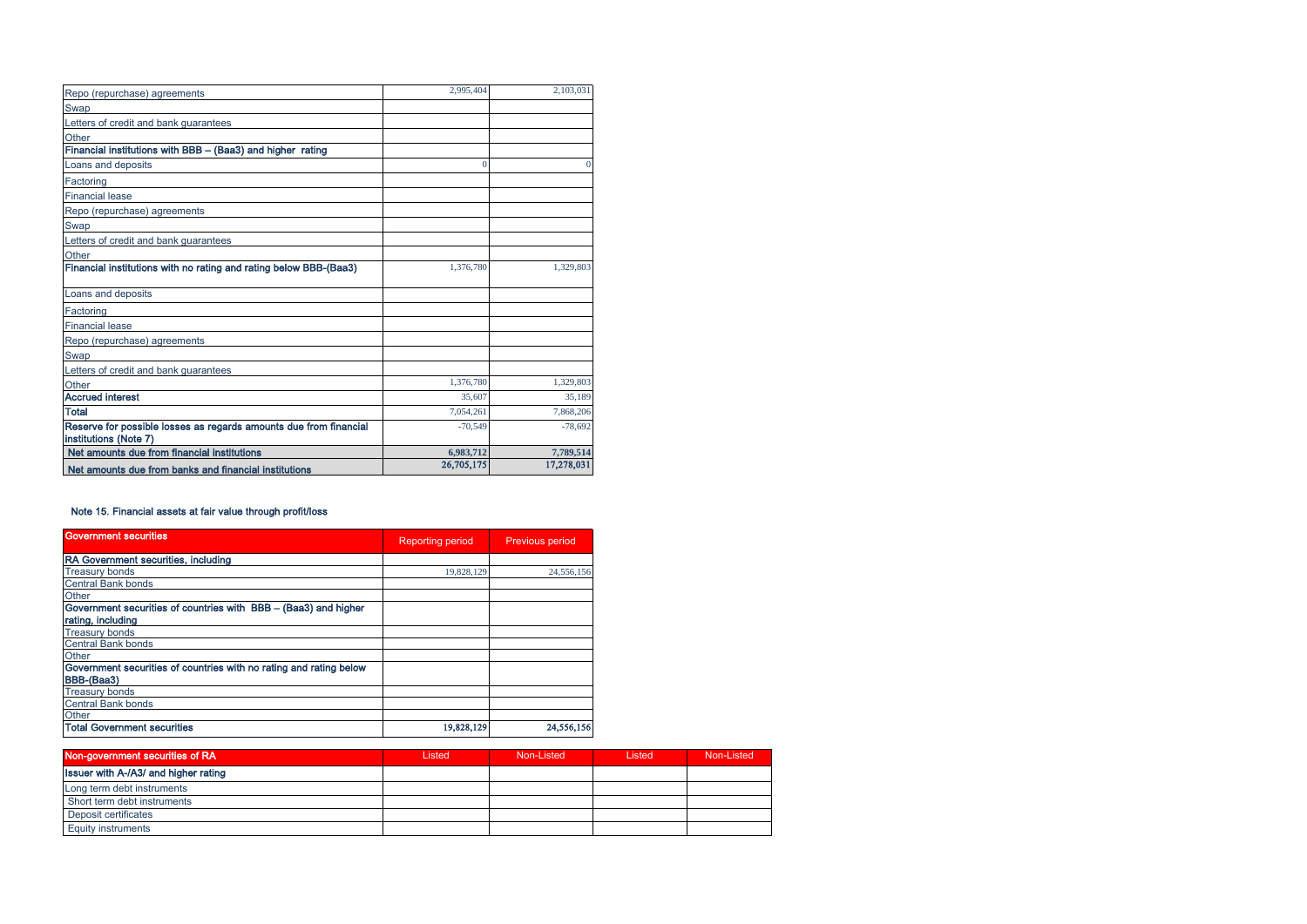| | | |
|---|---|---|
| Repo (repurchase) agreements | 2,995,404 | 2,103,031 |
| Swap | | |
| Letters of credit and bank guarantees | | |
| Other | | |
| **Financial institutions with BBB – (Baa3) and higher rating** | | |
| Loans and deposits | 0 | 0 |
| Factoring | | |
| Financial lease | | |
| Repo (repurchase) agreements | | |
| Swap | | |
| Letters of credit and bank guarantees | | |
| Other | | |
| **Financial institutions with no rating and rating below BBB-(Baa3)** | 1,376,780 | 1,329,803 |
| Loans and deposits | | |
| Factoring | | |
| Financial lease | | |
| Repo (repurchase) agreements | | |
| Swap | | |
| Letters of credit and bank guarantees | | |
| Other | 1,376,780 | 1,329,803 |
| **Accrued interest** | 35,607 | 35,189 |
| **Total** | 7,054,261 | 7,868,206 |
| **Reserve for possible losses as regards amounts due from financial institutions (Note 7)** | -70,549 | -78,692 |
| **Net amounts due from financial institutions** | **6,983,712** | **7,789,514** |
| **Net amounts due from banks and financial institutions** | **26,705,175** | **17,278,031** |

### Note 15. Financial assets at fair value through profit/loss

| Government securities | Reporting period | Previous period |
|---|---|---|
| **RA Government securities, including** | | |
| Treasury bonds | 19,828,129 | 24,556,156 |
| Central Bank bonds | | |
| Other | | |
| **Government securities of countries with BBB – (Baa3) and higher rating, including** | | |
| Treasury bonds | | |
| Central Bank bonds | | |
| Other | | |
| **Government securities of countries with no rating and rating below BBB-(Baa3)** | | |
| Treasury bonds | | |
| Central Bank bonds | | |
| Other | | |
| **Total Government securities** | **19,828,129** | **24,556,156** |

| Non-government securities of RA | Listed | Non-Listed | Listed | Non-Listed |
|---|---|---|---|---|
| **Issuer with A-/A3/ and higher rating** | | | | |
| Long term debt instruments | | | | |
| Short term debt instruments | | | | |
| Deposit certificates | | | | |
| Equity instruments | | | | |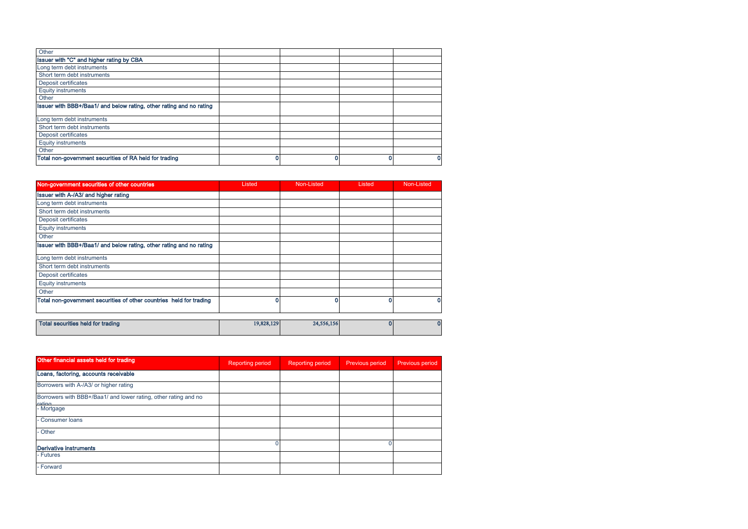| | | | | |
|---|---|---|---|---|
| Other | | | | |
| **Issuer with "C" and higher rating by CBA** | | | | |
| Long term debt instruments | | | | |
| Short term debt instruments | | | | |
| Deposit certificates | | | | |
| Equity instruments | | | | |
| Other | | | | |
| **Issuer with BBB+/Baa1/ and below rating, other rating and no rating** | | | | |
| Long term debt instruments | | | | |
| Short term debt instruments | | | | |
| Deposit certificates | | | | |
| Equity instruments | | | | |
| Other | | | | |
| **Total non-government securities of RA held for trading** | 0 | 0 | 0 | 0 |

| **Non-government securities of other countries** | Listed | Non-Listed | Listed | Non-Listed |
|---|---|---|---|---|
| **Issuer with A-/A3/ and higher rating** | | | | |
| Long term debt instruments | | | | |
| Short term debt instruments | | | | |
| Deposit certificates | | | | |
| Equity instruments | | | | |
| Other | | | | |
| **Issuer with BBB+/Baa1/ and below rating, other rating and no rating** | | | | |
| Long term debt instruments | | | | |
| Short term debt instruments | | | | |
| Deposit certificates | | | | |
| Equity instruments | | | | |
| Other | | | | |
| **Total non-government securities of other countries held for trading** | 0 | 0 | 0 | 0 |

| | | | | |
|---|---|---|---|---|
| **Total securities held for trading** | 19,828,129 | 24,556,156 | 0 | 0 |

| **Other financial assets held for trading** | Reporting period | Reporting period | Previous period | Previous period |
|---|---|---|---|---|
| **Loans, factoring, accounts receivable** | | | | |
| Borrowers with A-/A3/ or higher rating | | | | |
| Borrowers with BBB+/Baa1/ and lower rating, other rating and no rating | | | | |
| - Mortgage | | | | |
| - Consumer loans | | | | |
| - Other | | | | |
| **Derivative instruments** | 0 | | 0 | |
| - Futures | | | | |
| - Forward | | | | |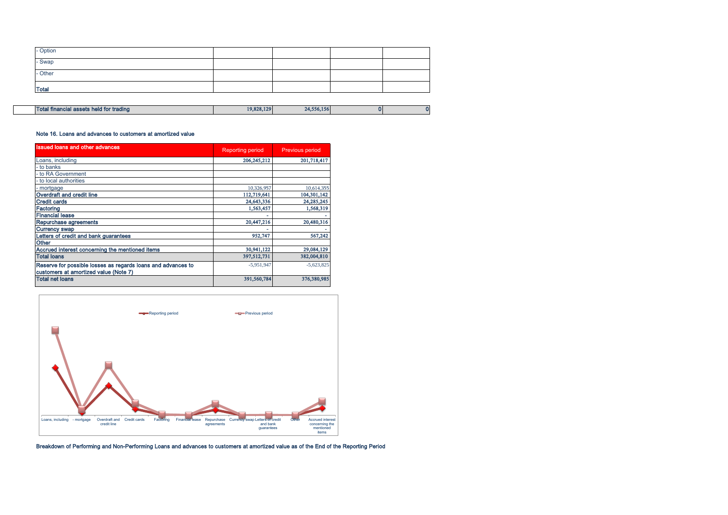| | | | | |
|---|---|---|---|---|
| - Option | | | | |
| - Swap | | | | |
| - Other | | | | |
| **Total** | | | | |

| | | | | | |
|---|---|---|---|---|---|
| | **Total financial assets held for trading** | 19,828,129 | 24,556,156 | 0 | 0 |

### Note 16. Loans and advances to customers at amortized value

| Issued loans and other advances | Reporting period | Previous period |
|---|---|---|
| Loans, including | 206,245,212 | 201,718,417 |
| - to banks | | |
| - to RA Government | | |
| - to local authorities | | |
| - mortgage | 10,326,957 | 10,614,355 |
| **Overdraft and credit line** | 112,719,641 | 104,301,142 |
| **Credit cards** | 24,643,336 | 24,285,245 |
| **Factoring** | 1,563,457 | 1,568,319 |
| **Financial lease** | - | - |
| **Repurchase agreements** | 20,447,216 | 20,480,316 |
| **Currency swap** | - | - |
| **Letters of credit and bank guarantees** | 952,747 | 567,242 |
| **Other** | | |
| **Accrued interest concerning the mentioned items** | 30,941,122 | 29,084,129 |
| **Total loans** | 397,512,731 | 382,004,810 |
| **Reserve for possible losses as regards loans and advances to customers at amortized value (Note 7)** | -5,951,947 | -5,623,825 |
| **Total net loans** | 391,560,784 | 376,380,985 |

**Breakdown of Performing and Non-Performing Loans and advances to customers at amortized value as of the End of the Reporting Period**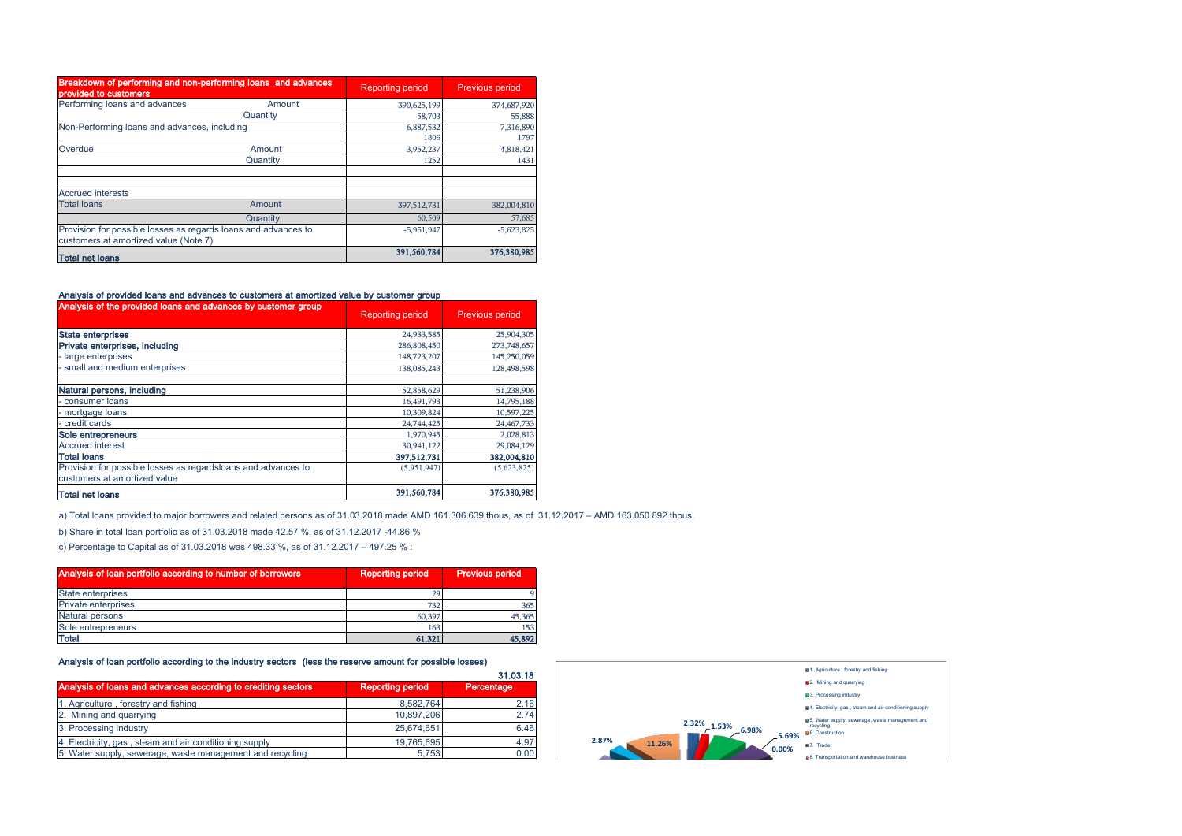| Breakdown of performing and non-performing loans and advances provided to customers | | Reporting period | Previous period |
|---|---|---|---|
| Performing loans and advances | Amount | 390,625,199 | 374,687,920 |
| | Quantity | 58,703 | 55,888 |
| Non-Performing loans and advances, including | | 6,887,532 | 7,316,890 |
| | | 1806 | 1797 |
| Overdue | Amount | 3,952,237 | 4,818,421 |
| | Quantity | 1252 | 1431 |
| | | | |
| | | | |
| Accrued interests | | | |
| Total loans | Amount | 397,512,731 | 382,004,810 |
| | Quantity | 60,509 | 57,685 |
| Provision for possible losses as regards loans and advances to customers at amortized value (Note 7) | | -5,951,947 | -5,623,825 |
| Total net loans | | 391,560,784 | 376,380,985 |

### Analysis of provided loans and advances to customers at amortized value by customer group

| Analysis of the provided loans and advances by customer group | Reporting period | Previous period |
|---|---|---|
| **State enterprises** | 24,933,585 | 25,904,305 |
| **Private enterprises, including** | 286,808,450 | 273,748,657 |
| - large enterprises | 148,723,207 | 145,250,059 |
| - small and medium enterprises | 138,085,243 | 128,498,598 |
| | | |
| **Natural persons, including** | 52,858,629 | 51,238,906 |
| - consumer loans | 16,491,793 | 14,795,188 |
| - mortgage loans | 10,309,824 | 10,597,225 |
| - credit cards | 24,744,425 | 24,467,733 |
| **Sole entrepreneurs** | 1,970,945 | 2,028,813 |
| Accrued interest | 30,941,122 | 29,084,129 |
| **Total loans** | **397,512,731** | **382,004,810** |
| Provision for possible losses as regardsloans and advances to customers at amortized value | (5,951,947) | (5,623,825) |
| **Total net loans** | **391,560,784** | **376,380,985** |

a) Total loans provided to major borrowers and related persons as of 31.03.2018 made AMD 161.306.639 thous, as of 31.12.2017 – AMD 163.050.892 thous.

b) Share in total loan portfolio as of 31.03.2018 made 42.57 %, as of 31.12.2017 -44.86 %

c) Percentage to Capital as of 31.03.2018 was 498.33 %, as of 31.12.2017 – 497.25 % :

| Analysis of loan portfolio according to number of borrowers | Reporting period | Previous period |
|---|---|---|
| State enterprises | 29 | 9 |
| Private enterprises | 732 | 365 |
| Natural persons | 60,397 | 45,365 |
| Sole entrepreneurs | 163 | 153 |
| **Total** | **61,321** | **45,892** |

### Analysis of loan portfolio according to the industry sectors (less the reserve amount for possible losses)

31.03.18

| Analysis of loans and advances according to crediting sectors | Reporting period | Percentage |
|---|---|---|
| 1. Agriculture , forestry and fishing | 8,582,764 | 2.16 |
| 2. Mining and quarrying | 10,897,206 | 2.74 |
| 3. Processing industry | 25,674,651 | 6.46 |
| 4. Electricity, gas , steam and air conditioning supply | 19,765,695 | 4.97 |
| 5. Water supply, sewerage, waste management and recycling | 5,753 | 0.00 |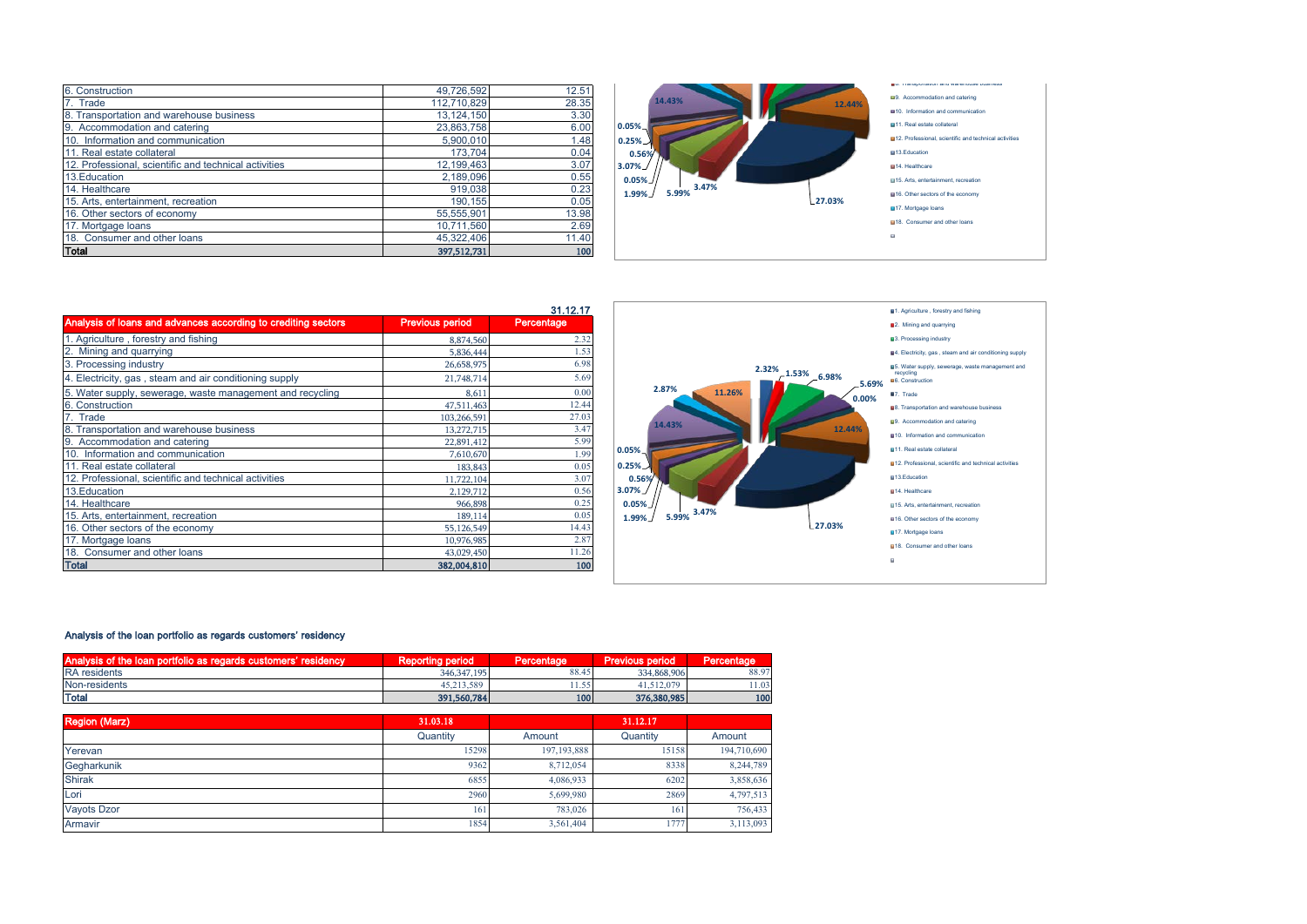| | | |
|---|---|---|
| 6. Construction | 49,726,592 | 12.51 |
| 7. Trade | 112,710,829 | 28.35 |
| 8. Transportation and warehouse business | 13,124,150 | 3.30 |
| 9. Accommodation and catering | 23,863,758 | 6.00 |
| 10. Information and communication | 5,900,010 | 1.48 |
| 11. Real estate collateral | 173,704 | 0.04 |
| 12. Professional, scientific and technical activities | 12,199,463 | 3.07 |
| 13.Education | 2,189,096 | 0.55 |
| 14. Healthcare | 919,038 | 0.23 |
| 15. Arts, entertainment, recreation | 190,155 | 0.05 |
| 16. Other sectors of economy | 55,555,901 | 13.98 |
| 17. Mortgage loans | 10,711,560 | 2.69 |
| 18. Consumer and other loans | 45,322,406 | 11.40 |
| **Total** | **397,512,731** | **100** |

31.12.17

| Analysis of loans and advances according to crediting sectors | Previous period | Percentage |
|---|---|---|
| 1. Agriculture , forestry and fishing | 8,874,560 | 2.32 |
| 2. Mining and quarrying | 5,836,444 | 1.53 |
| 3. Processing industry | 26,658,975 | 6.98 |
| 4. Electricity, gas , steam and air conditioning supply | 21,748,714 | 5.69 |
| 5. Water supply, sewerage, waste management and recycling | 8,611 | 0.00 |
| 6. Construction | 47,511,463 | 12.44 |
| 7. Trade | 103,266,591 | 27.03 |
| 8. Transportation and warehouse business | 13,272,715 | 3.47 |
| 9. Accommodation and catering | 22,891,412 | 5.99 |
| 10. Information and communication | 7,610,670 | 1.99 |
| 11. Real estate collateral | 183,843 | 0.05 |
| 12. Professional, scientific and technical activities | 11,722,104 | 3.07 |
| 13.Education | 2,129,712 | 0.56 |
| 14. Healthcare | 966,898 | 0.25 |
| 15. Arts, entertainment, recreation | 189,114 | 0.05 |
| 16. Other sectors of the economy | 55,126,549 | 14.43 |
| 17. Mortgage loans | 10,976,985 | 2.87 |
| 18. Consumer and other loans | 43,029,450 | 11.26 |
| **Total** | **382,004,810** | **100** |

### Analysis of the loan portfolio as regards customers' residency

| Analysis of the loan portfolio as regards customers' residency | Reporting period | Percentage | Previous period | Percentage |
|---|---|---|---|---|
| RA residents | 346,347,195 | 88.45 | 334,868,906 | 88.97 |
| Non-residents | 45,213,589 | 11.55 | 41,512,079 | 11.03 |
| **Total** | **391,560,784** | **100** | **376,380,985** | **100** |

| Region (Marz) | 31.03.18 | | 31.12.17 | |
|---|---|---|---|---|
| | Quantity | Amount | Quantity | Amount |
| Yerevan | 15298 | 197,193,888 | 15158 | 194,710,690 |
| Gegharkunik | 9362 | 8,712,054 | 8338 | 8,244,789 |
| Shirak | 6855 | 4,086,933 | 6202 | 3,858,636 |
| Lori | 2960 | 5,699,980 | 2869 | 4,797,513 |
| Vayots Dzor | 161 | 783,026 | 161 | 756,433 |
| Armavir | 1854 | 3,561,404 | 1777 | 3,113,093 |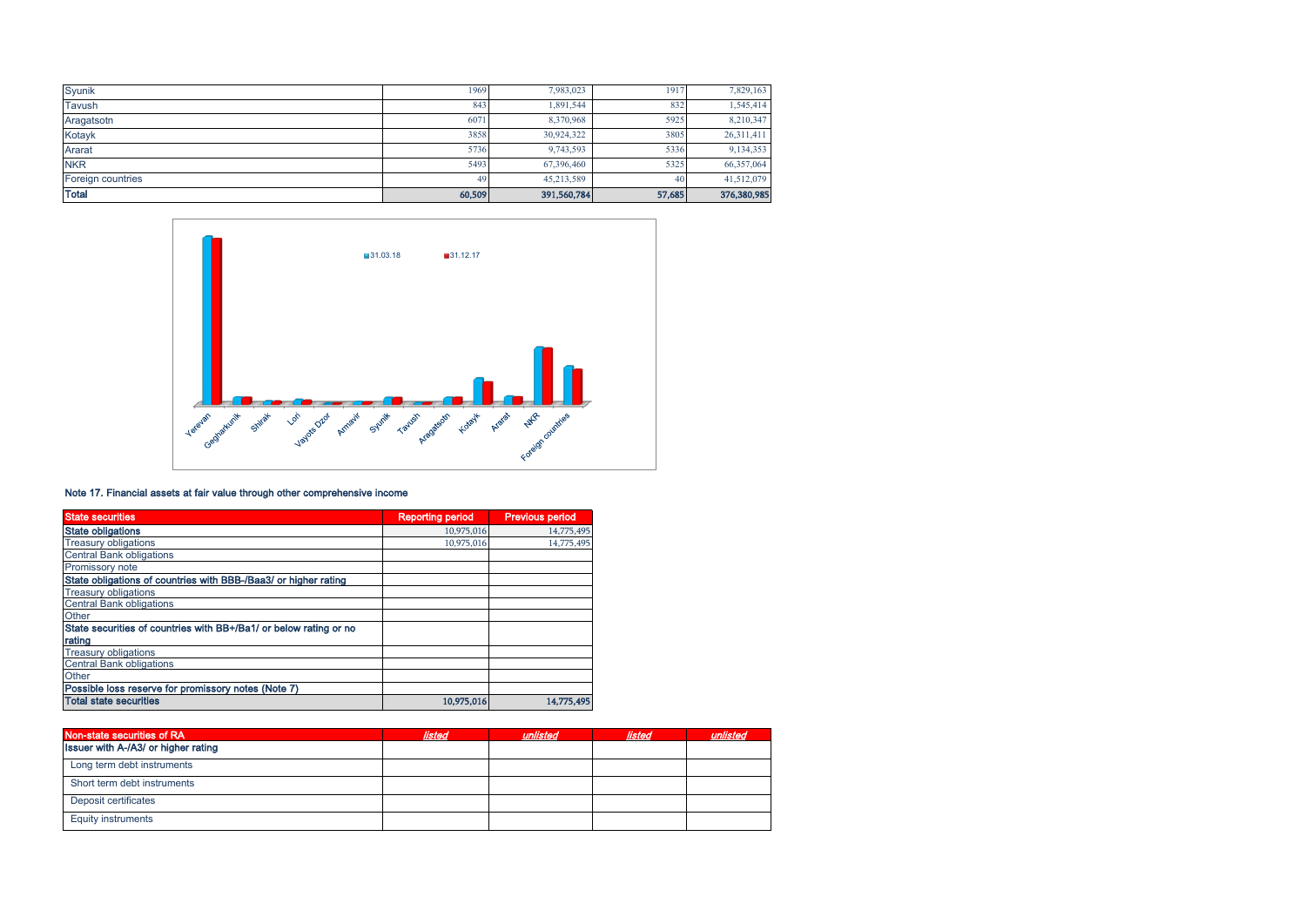| | | | | |
|---|---|---|---|---|
| Syunik | 1969 | 7,983,023 | 1917 | 7,829,163 |
| Tavush | 843 | 1,891,544 | 832 | 1,545,414 |
| Aragatsotn | 6071 | 8,370,968 | 5925 | 8,210,347 |
| Kotayk | 3858 | 30,924,322 | 3805 | 26,311,411 |
| Ararat | 5736 | 9,743,593 | 5336 | 9,134,353 |
| NKR | 5493 | 67,396,460 | 5325 | 66,357,064 |
| Foreign countries | 49 | 45,213,589 | 40 | 41,512,079 |
| **Total** | **60,509** | **391,560,784** | **57,685** | **376,380,985** |

**Note 17. Financial assets at fair value through other comprehensive income**

| State securities | Reporting period | Previous period |
|---|---|---|
| **State obligations** | 10,975,016 | 14,775,495 |
| Treasury obligations | 10,975,016 | 14,775,495 |
| Central Bank obligations | | |
| Promissory note | | |
| **State obligations of countries with BBB-/Baa3/ or higher rating** | | |
| Treasury obligations | | |
| Central Bank obligations | | |
| Other | | |
| **State securities of countries with BB+/Ba1/ or below rating or no rating** | | |
| Treasury obligations | | |
| Central Bank obligations | | |
| Other | | |
| **Possible loss reserve for promissory notes (Note 7)** | | |
| **Total state securities** | **10,975,016** | **14,775,495** |

| Non-state securities of RA | *listed* | *unlisted* | *listed* | *unlisted* |
|---|---|---|---|---|
| **Issuer with A-/A3/ or higher rating** | | | | |
| Long term debt instruments | | | | |
| Short term debt instruments | | | | |
| Deposit certificates | | | | |
| Equity instruments | | | | |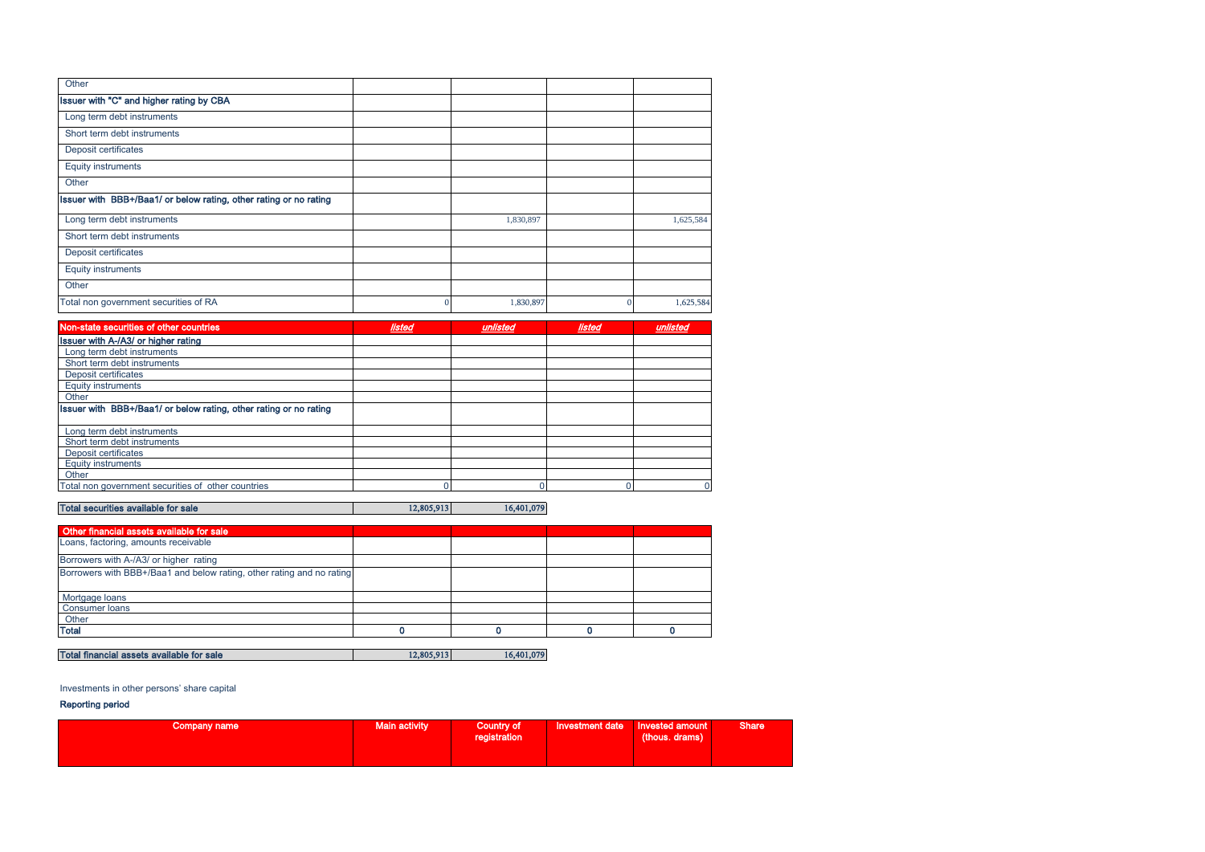| Other | | | | |
|---|---|---|---|---|
| **Issuer with "C" and higher rating by CBA** | | | | |
| Long term debt instruments | | | | |
| Short term debt instruments | | | | |
| Deposit certificates | | | | |
| Equity instruments | | | | |
| Other | | | | |
| **Issuer with BBB+/Baa1/ or below rating, other rating or no rating** | | | | |
| Long term debt instruments | | 1,830,897 | | 1,625,584 |
| Short term debt instruments | | | | |
| Deposit certificates | | | | |
| Equity instruments | | | | |
| Other | | | | |
| Total non government securities of RA | 0 | 1,830,897 | 0 | 1,625,584 |

| Non-state securities of other countries | *listed* | *unlisted* | *listed* | *unlisted* |
|---|---|---|---|---|
| **Issuer with A-/A3/ or higher rating** | | | | |
| Long term debt instruments | | | | |
| Short term debt instruments | | | | |
| Deposit certificates | | | | |
| Equity instruments | | | | |
| Other | | | | |
| **Issuer with BBB+/Baa1/ or below rating, other rating or no rating** | | | | |
| Long term debt instruments | | | | |
| Short term debt instruments | | | | |
| Deposit certificates | | | | |
| Equity instruments | | | | |
| Other | | | | |
| Total non government securities of other countries | 0 | 0 | 0 | 0 |

| Total securities available for sale | 12,805,913 | 16,401,079 |
|---|---|---|

| Other financial assets available for sale | | | | |
|---|---|---|---|---|
| Loans, factoring, amounts receivable | | | | |
| Borrowers with A-/A3/ or higher rating | | | | |
| Borrowers with BBB+/Baa1 and below rating, other rating and no rating | | | | |
| Mortgage loans | | | | |
| Consumer loans | | | | |
| Other | | | | |
| **Total** | **0** | **0** | **0** | **0** |

| Total financial assets available for sale | 12,805,913 | 16,401,079 |
|---|---|---|

Investments in other persons' share capital

**Reporting period**

| Company name | Main activity | Country of registration | Investment date | Invested amount (thous. drams) | Share |
|---|---|---|---|---|---|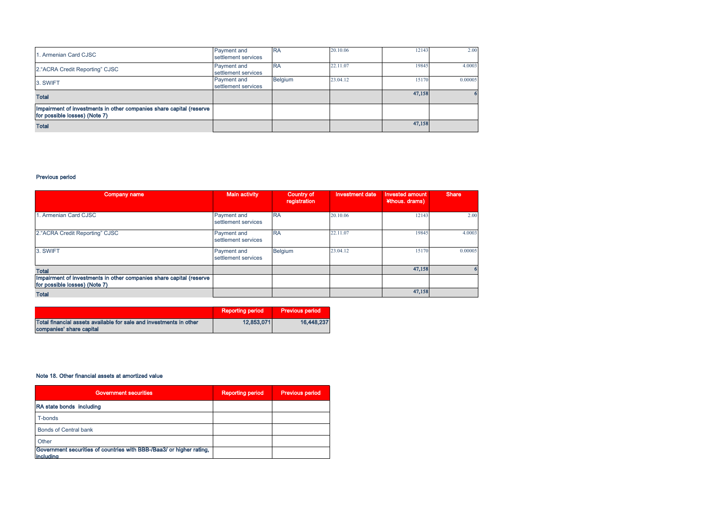| | | | | | |
|---|---|---|---|---|---|
| 1. Armenian Card CJSC | Payment and settlement services | RA | 20.10.06 | 12143 | 2.00 |
| 2."ACRA Credit Reporting" CJSC | Payment and settlement services | RA | 22.11.07 | 19845 | 4.0003 |
| 3. SWIFT | Payment and settlement services | Belgium | 23.04.12 | 15170 | 0.00005 |
| **Total** | | | | **47,158** | **6** |
| **Impairment of investments in other companies share capital (reserve for possible losses) (Note 7)** | | | | | |
| **Total** | | | | **47,158** | |

**Previous period**

| Company name | Main activity | Country of registration | Investment date | Invested amount ¥thous. drams) | Share |
|---|---|---|---|---|---|
| 1. Armenian Card CJSC | Payment and settlement services | RA | 20.10.06 | 12143 | 2.00 |
| 2."ACRA Credit Reporting" CJSC | Payment and settlement services | RA | 22.11.07 | 19845 | 4.0003 |
| 3. SWIFT | Payment and settlement services | Belgium | 23.04.12 | 15170 | 0.00005 |
| **Total** | | | | **47,158** | **6** |
| **Impairment of investments in other companies share capital (reserve for possible losses) (Note 7)** | | | | | |
| **Total** | | | | **47,158** | |

| | Reporting period | Previous period |
|---|---|---|
| **Total financial assets available for sale and investments in other companies' share capital** | **12,853,071** | **16,448,237** |

**Note 18. Other financial assets at amortized value**

| Government securities | Reporting period | Previous period |
|---|---|---|
| **RA state bonds including** | | |
| T-bonds | | |
| Bonds of Central bank | | |
| Other | | |
| **Government securities of countries with BBB-/Baa3/ or higher rating, including** | | |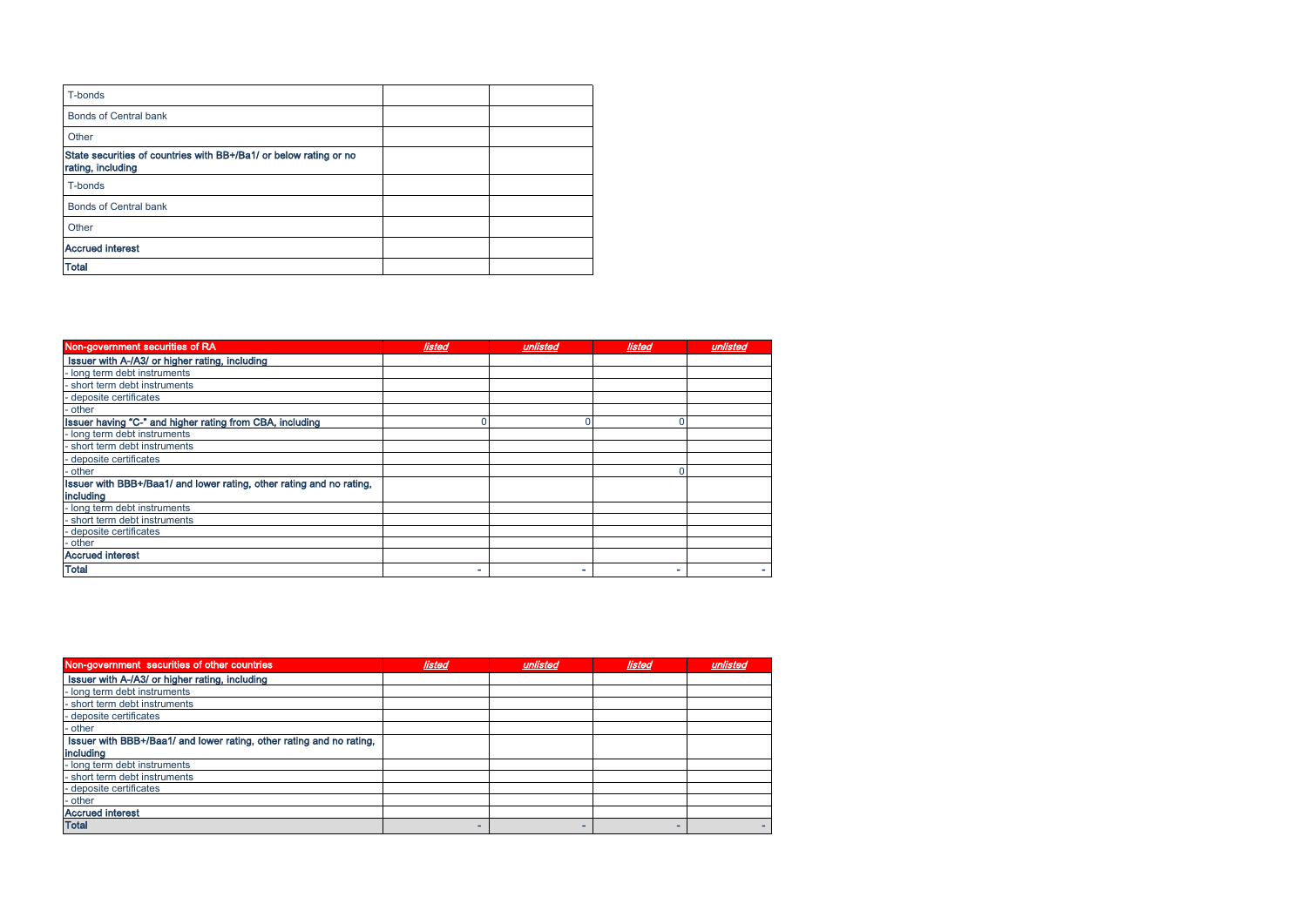| | | |
|---|---|---|
| T-bonds | | |
| Bonds of Central bank | | |
| Other | | |
| **State securities of countries with BB+/Ba1/ or below rating or no rating, including** | | |
| T-bonds | | |
| Bonds of Central bank | | |
| Other | | |
| **Accrued interest** | | |
| **Total** | | |

| Non-government securities of RA | *listed* | *unlisted* | *listed* | *unlisted* |
|---|---|---|---|---|
| **Issuer with A-/A3/ or higher rating, including** | | | | |
| - long term debt instruments | | | | |
| - short term debt instruments | | | | |
| - deposite certificates | | | | |
| - other | | | | |
| **Issuer having "C-" and higher rating from CBA, including** | 0 | 0 | 0 | |
| - long term debt instruments | | | | |
| - short term debt instruments | | | | |
| - deposite certificates | | | | |
| - other | | | 0 | |
| **Issuer with BBB+/Baa1/ and lower rating, other rating and no rating, including** | | | | |
| - long term debt instruments | | | | |
| - short term debt instruments | | | | |
| - deposite certificates | | | | |
| - other | | | | |
| **Accrued interest** | | | | |
| **Total** | - | - | - | - |

| Non-government securities of other countries | *listed* | *unlisted* | *listed* | *unlisted* |
|---|---|---|---|---|
| **Issuer with A-/A3/ or higher rating, including** | | | | |
| - long term debt instruments | | | | |
| - short term debt instruments | | | | |
| - deposite certificates | | | | |
| - other | | | | |
| **Issuer with BBB+/Baa1/ and lower rating, other rating and no rating, including** | | | | |
| - long term debt instruments | | | | |
| - short term debt instruments | | | | |
| - deposite certificates | | | | |
| - other | | | | |
| **Accrued interest** | | | | |
| **Total** | - | - | - | - |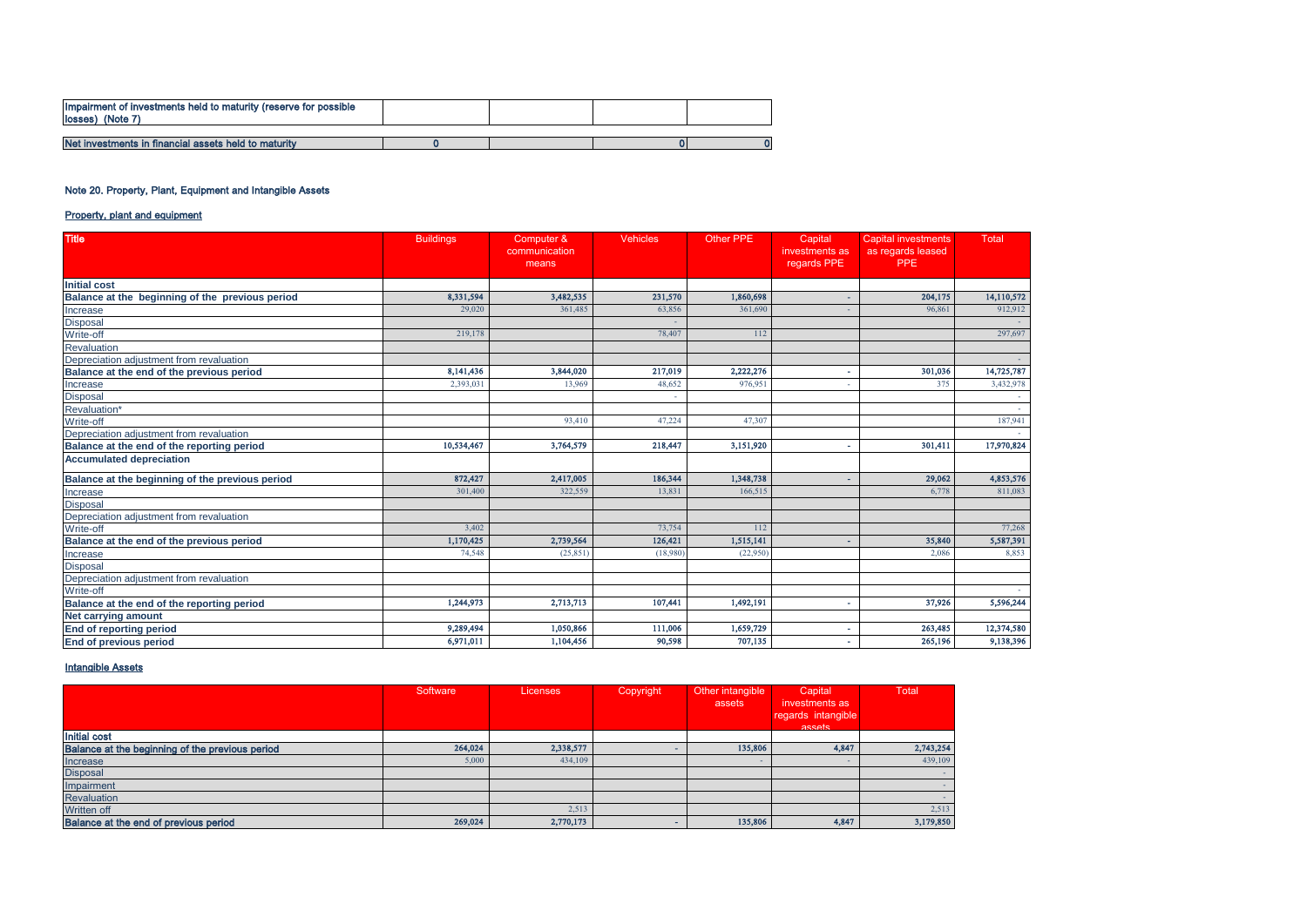| Impairment of investments held to maturity (reserve for possible losses) (Note 7) | | | | |
|---|---|---|---|---|
| Net investments in financial assets held to maturity | 0 | | 0 | 0 |

## Note 20. Property, Plant, Equipment and Intangible Assets

### Property, plant and equipment

| Title | Buildings | Computer & communication means | Vehicles | Other PPE | Capital investments as regards PPE | Capital investments as regards leased PPE | Total |
|---|---|---|---|---|---|---|---|
| **Initial cost** | | | | | | | |
| **Balance at the beginning of the previous period** | 8,331,594 | 3,482,535 | 231,570 | 1,860,698 | - | 204,175 | 14,110,572 |
| Increase | 29,020 | 361,485 | 63,856 | 361,690 | - | 96,861 | 912,912 |
| Disposal | | | - | | | | - |
| Write-off | 219,178 | | 78,407 | 112 | | | 297,697 |
| Revaluation | | | | | | | |
| Depreciation adjustment from revaluation | | | | | | | - |
| **Balance at the end of the previous period** | 8,141,436 | 3,844,020 | 217,019 | 2,222,276 | - | 301,036 | 14,725,787 |
| Increase | 2,393,031 | 13,969 | 48,652 | 976,951 | - | 375 | 3,432,978 |
| Disposal | | | - | | | | - |
| Revaluation* | | | | | | | - |
| Write-off | | 93,410 | 47,224 | 47,307 | | | 187,941 |
| Depreciation adjustment from revaluation | | | | | | | - |
| **Balance at the end of the reporting period** | 10,534,467 | 3,764,579 | 218,447 | 3,151,920 | - | 301,411 | 17,970,824 |
| **Accumulated depreciation** | | | | | | | |
| **Balance at the beginning of the previous period** | 872,427 | 2,417,005 | 186,344 | 1,348,738 | - | 29,062 | 4,853,576 |
| Increase | 301,400 | 322,559 | 13,831 | 166,515 | | 6,778 | 811,083 |
| Disposal | | | | | | | |
| Depreciation adjustment from revaluation | | | | | | | |
| Write-off | 3,402 | | 73,754 | 112 | | | 77,268 |
| **Balance at the end of the previous period** | 1,170,425 | 2,739,564 | 126,421 | 1,515,141 | - | 35,840 | 5,587,391 |
| Increase | 74,548 | (25,851) | (18,980) | (22,950) | | 2,086 | 8,853 |
| Disposal | | | | | | | |
| Depreciation adjustment from revaluation | | | | | | | |
| Write-off | | | | | | | - |
| **Balance at the end of the reporting period** | 1,244,973 | 2,713,713 | 107,441 | 1,492,191 | - | 37,926 | 5,596,244 |
| **Net carrying amount** | | | | | | | |
| **End of reporting period** | 9,289,494 | 1,050,866 | 111,006 | 1,659,729 | - | 263,485 | 12,374,580 |
| **End of previous period** | 6,971,011 | 1,104,456 | 90,598 | 707,135 | - | 265,196 | 9,138,396 |

### Intangible Assets

| | Software | Licenses | Copyright | Other intangible assets | Capital investments as regards intangible assets | Total |
|---|---|---|---|---|---|---|
| **Initial cost** | | | | | | |
| **Balance at the beginning of the previous period** | 264,024 | 2,338,577 | - | 135,806 | 4,847 | 2,743,254 |
| Increase | 5,000 | 434,109 | | - | - | 439,109 |
| Disposal | | | | | | - |
| Impairment | | | | | | - |
| Revaluation | | | | | | - |
| Written off | | 2,513 | | | | 2,513 |
| **Balance at the end of previous period** | 269,024 | 2,770,173 | - | 135,806 | 4,847 | 3,179,850 |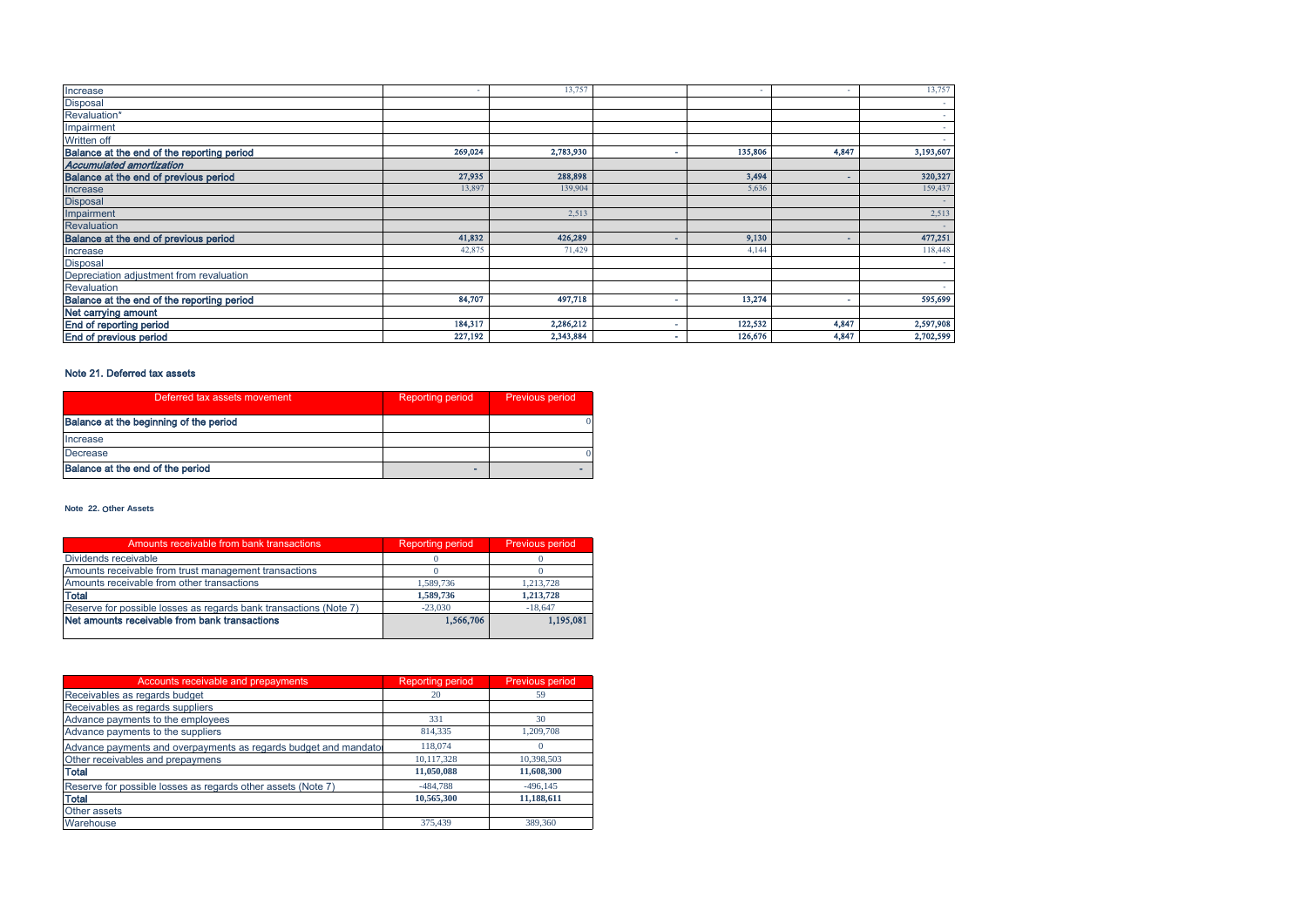| | | | | | | |
|---|---|---|---|---|---|---|
| Increase | - | 13,757 | | - | - | 13,757 |
| Disposal | | | | | | - |
| Revaluation* | | | | | | - |
| Impairment | | | | | | - |
| Written off | | | | | | - |
| **Balance at the end of the reporting period** | **269,024** | **2,783,930** | **-** | **135,806** | **4,847** | **3,193,607** |
| ***Accumulated amortization*** | | | | | | |
| **Balance at the end of previous period** | **27,935** | **288,898** | | **3,494** | **-** | **320,327** |
| Increase | 13,897 | 139,904 | | 5,636 | | 159,437 |
| Disposal | | | | | | - |
| Impairment | | 2,513 | | | | 2,513 |
| Revaluation | | | | | | - |
| **Balance at the end of previous period** | **41,832** | **426,289** | **-** | **9,130** | **-** | **477,251** |
| Increase | 42,875 | 71,429 | | 4,144 | | 118,448 |
| Disposal | | | | | | - |
| Depreciation adjustment from revaluation | | | | | | |
| Revaluation | | | | | | - |
| **Balance at the end of the reporting period** | **84,707** | **497,718** | **-** | **13,274** | **-** | **595,699** |
| **Net carrying amount** | | | | | | |
| **End of reporting period** | **184,317** | **2,286,212** | **-** | **122,532** | **4,847** | **2,597,908** |
| **End of previous period** | **227,192** | **2,343,884** | **-** | **126,676** | **4,847** | **2,702,599** |

## Note 21. Deferred tax assets

| Deferred tax assets movement | Reporting period | Previous period |
|---|---|---|
| **Balance at the beginning of the period** | | 0 |
| Increase | | |
| Decrease | | 0 |
| **Balance at the end of the period** | **-** | **-** |

## Note 22. Other Assets

| Amounts receivable from bank transactions | Reporting period | Previous period |
|---|---|---|
| Dividends receivable | 0 | 0 |
| Amounts receivable from trust management transactions | 0 | 0 |
| Amounts receivable from other transactions | 1,589,736 | 1,213,728 |
| **Total** | **1,589,736** | **1,213,728** |
| Reserve for possible losses as regards bank transactions (Note 7) | -23,030 | -18,647 |
| **Net amounts receivable from bank transactions** | **1,566,706** | **1,195,081** |

| Accounts receivable and prepayments | Reporting period | Previous period |
|---|---|---|
| Receivables as regards budget | 20 | 59 |
| Receivables as regards suppliers | | |
| Advance payments to the employees | 331 | 30 |
| Advance payments to the suppliers | 814,335 | 1,209,708 |
| Advance payments and overpayments as regards budget and mandator | 118,074 | 0 |
| Other receivables and prepaymens | 10,117,328 | 10,398,503 |
| **Total** | **11,050,088** | **11,608,300** |
| Reserve for possible losses as regards other assets (Note 7) | -484,788 | -496,145 |
| **Total** | **10,565,300** | **11,188,611** |
| Other assets | | |
| Warehouse | 375,439 | 389,360 |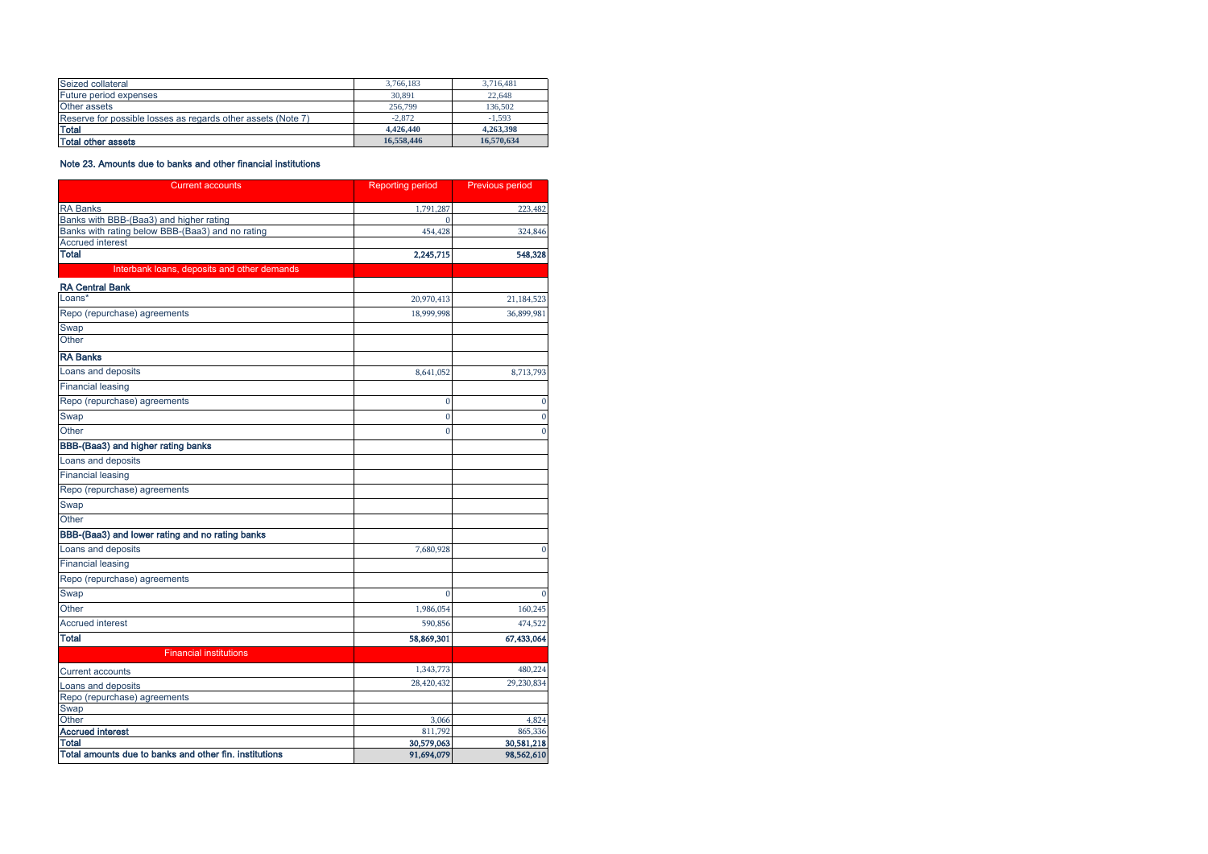| | | |
|---|---|---|
| Seized collateral | 3,766,183 | 3,716,481 |
| Future period expenses | 30,891 | 22,648 |
| Other assets | 256,799 | 136,502 |
| Reserve for possible losses as regards other assets (Note 7) | -2,872 | -1,593 |
| **Total** | **4,426,440** | **4,263,398** |
| **Total other assets** | **16,558,446** | **16,570,634** |

### Note 23. Amounts due to banks and other financial institutions

| Current accounts | Reporting period | Previous period |
|---|---|---|
| RA Banks | 1,791,287 | 223,482 |
| Banks with BBB-(Baa3) and higher rating | 0 | |
| Banks with rating below BBB-(Baa3) and no rating | 454,428 | 324,846 |
| Accrued interest | | |
| **Total** | **2,245,715** | **548,328** |
| Interbank loans, deposits and other demands | | |
| **RA Central Bank** | | |
| Loans* | 20,970,413 | 21,184,523 |
| Repo (repurchase) agreements | 18,999,998 | 36,899,981 |
| Swap | | |
| Other | | |
| **RA Banks** | | |
| Loans and deposits | 8,641,052 | 8,713,793 |
| Financial leasing | | |
| Repo (repurchase) agreements | 0 | 0 |
| Swap | 0 | 0 |
| Other | 0 | 0 |
| **BBB-(Baa3) and higher rating banks** | | |
| Loans and deposits | | |
| Financial leasing | | |
| Repo (repurchase) agreements | | |
| Swap | | |
| Other | | |
| **BBB-(Baa3) and lower rating and no rating banks** | | |
| Loans and deposits | 7,680,928 | 0 |
| Financial leasing | | |
| Repo (repurchase) agreements | | |
| Swap | 0 | 0 |
| Other | 1,986,054 | 160,245 |
| Accrued interest | 590,856 | 474,522 |
| **Total** | **58,869,301** | **67,433,064** |
| Financial institutions | | |
| Current accounts | 1,343,773 | 480,224 |
| Loans and deposits | 28,420,432 | 29,230,834 |
| Repo (repurchase) agreements | | |
| Swap | | |
| Other | 3,066 | 4,824 |
| **Accrued interest** | 811,792 | 865,336 |
| **Total** | **30,579,063** | **30,581,218** |
| **Total amounts due to banks and other fin. institutions** | **91,694,079** | **98,562,610** |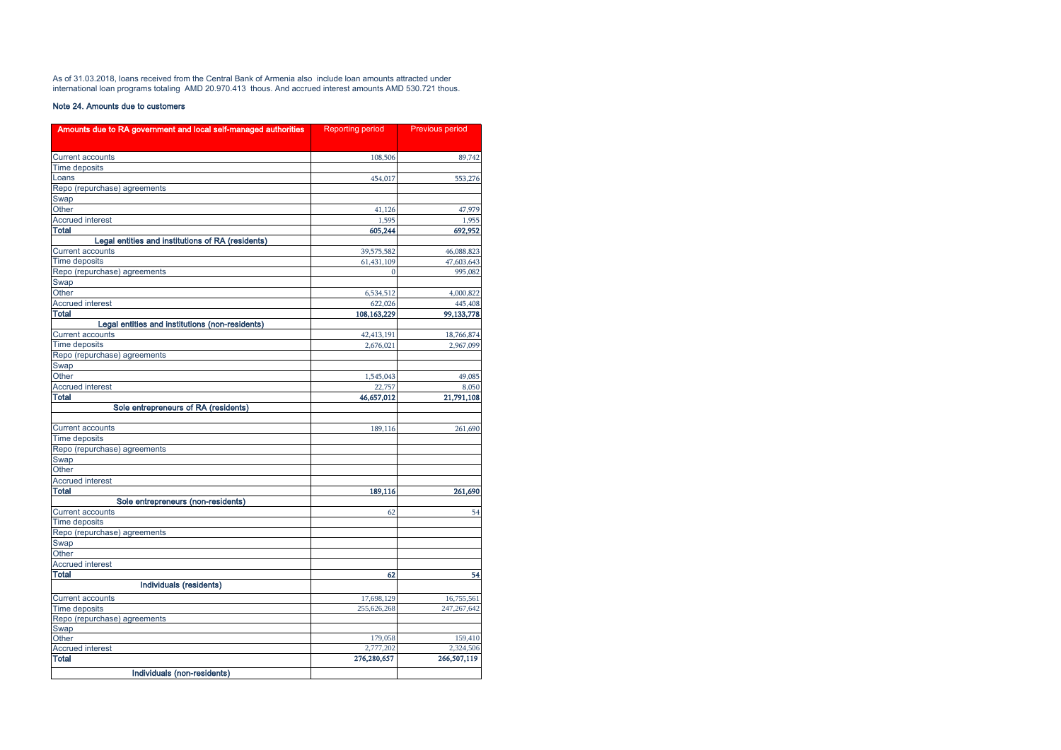As of 31.03.2018, loans received from the Central Bank of Armenia also include loan amounts attracted under international loan programs totaling AMD 20.970.413 thous. And accrued interest amounts AMD 530.721 thous.

### Note 24. Amounts due to customers

| Amounts due to RA government and local self-managed authorities | Reporting period | Previous period |
|---|---|---|
| Current accounts | 108,506 | 89,742 |
| Time deposits | | |
| Loans | 454,017 | 553,276 |
| Repo (repurchase) agreements | | |
| Swap | | |
| Other | 41,126 | 47,979 |
| Accrued interest | 1,595 | 1,955 |
| **Total** | **605,244** | **692,952** |
| **Legal entities and institutions of RA (residents)** | | |
| Current accounts | 39,575,582 | 46,088,823 |
| Time deposits | 61,431,109 | 47,603,643 |
| Repo (repurchase) agreements | 0 | 995,082 |
| Swap | | |
| Other | 6,534,512 | 4,000,822 |
| Accrued interest | 622,026 | 445,408 |
| **Total** | **108,163,229** | **99,133,778** |
| **Legal entities and institutions (non-residents)** | | |
| Current accounts | 42,413,191 | 18,766,874 |
| Time deposits | 2,676,021 | 2,967,099 |
| Repo (repurchase) agreements | | |
| Swap | | |
| Other | 1,545,043 | 49,085 |
| Accrued interest | 22,757 | 8,050 |
| **Total** | **46,657,012** | **21,791,108** |
| **Sole entrepreneurs of RA (residents)** | | |
| Current accounts | 189,116 | 261,690 |
| Time deposits | | |
| Repo (repurchase) agreements | | |
| Swap | | |
| Other | | |
| Accrued interest | | |
| **Total** | **189,116** | **261,690** |
| **Sole entrepreneurs (non-residents)** | | |
| Current accounts | 62 | 54 |
| Time deposits | | |
| Repo (repurchase) agreements | | |
| Swap | | |
| Other | | |
| Accrued interest | | |
| **Total** | **62** | **54** |
| **Individuals (residents)** | | |
| Current accounts | 17,698,129 | 16,755,561 |
| Time deposits | 255,626,268 | 247,267,642 |
| Repo (repurchase) agreements | | |
| Swap | | |
| Other | 179,058 | 159,410 |
| Accrued interest | 2,777,202 | 2,324,506 |
| **Total** | **276,280,657** | **266,507,119** |
| **Individuals (non-residents)** | | |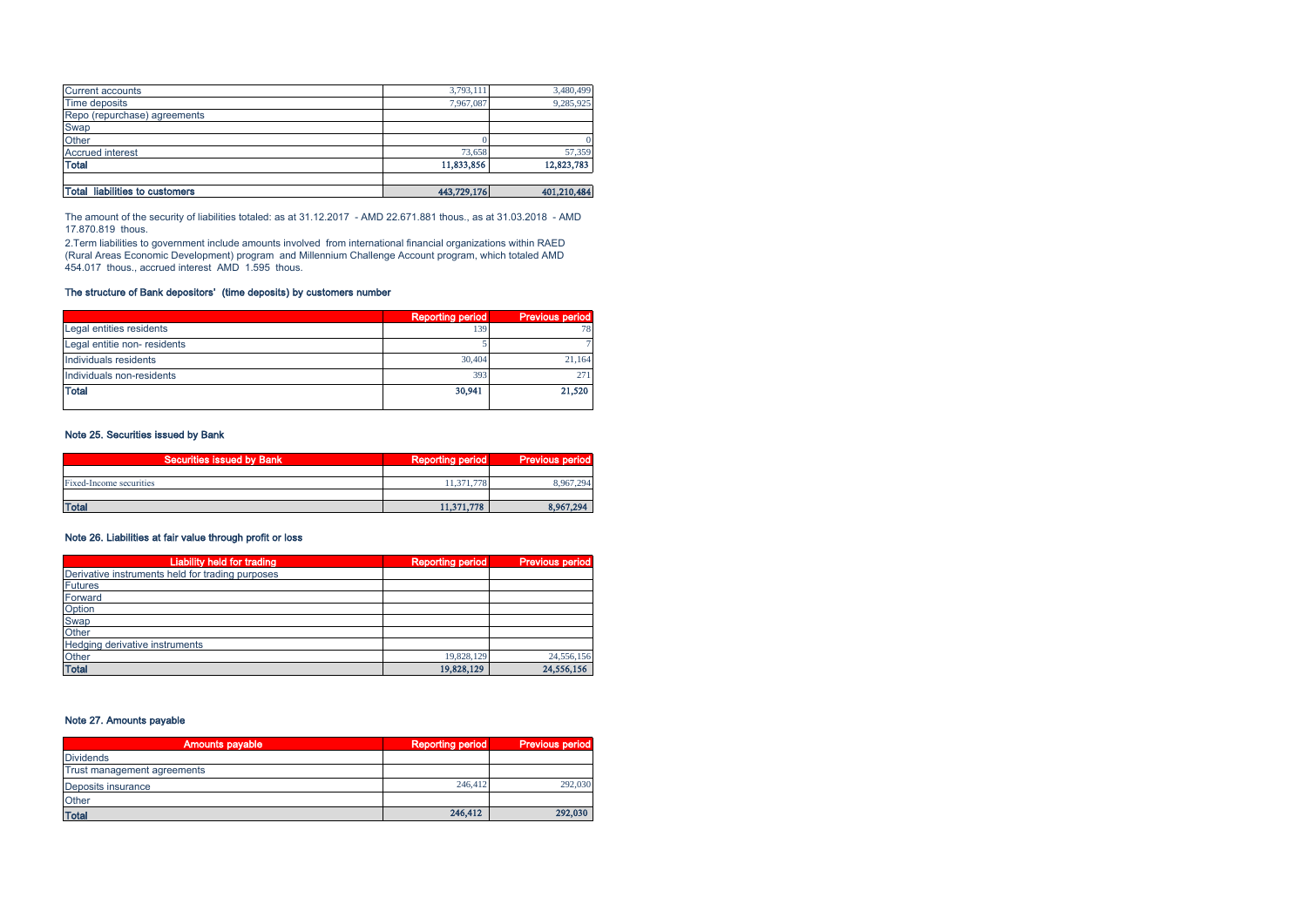| | | |
|---|---|---|
| Current accounts | 3,793,111 | 3,480,499 |
| Time deposits | 7,967,087 | 9,285,925 |
| Repo (repurchase) agreements | | |
| Swap | | |
| Other | 0 | 0 |
| Accrued interest | 73,658 | 57,359 |
| **Total** | **11,833,856** | **12,823,783** |
| | | |
| **Total liabilities to customers** | **443,729,176** | **401,210,484** |

The amount of the security of liabilities totaled: as at 31.12.2017 - AMD 22.671.881 thous., as at 31.03.2018 - AMD 17.870.819 thous.

2.Term liabilities to government include amounts involved from international financial organizations within RAED (Rural Areas Economic Development) program and Millennium Challenge Account program, which totaled AMD 454.017 thous., accrued interest AMD 1.595 thous.

### The structure of Bank depositors' (time deposits) by customers number

| | Reporting period | Previous period |
|---|---|---|
| Legal entities residents | 139 | 78 |
| Legal entitie non- residents | 5 | 7 |
| Individuals residents | 30,404 | 21,164 |
| Individuals non-residents | 393 | 271 |
| **Total** | **30,941** | **21,520** |

### Note 25. Securities issued by Bank

| Securities issued by Bank | Reporting period | Previous period |
|---|---|---|
| | | |
| Fixed-Income securities | 11,371,778 | 8,967,294 |
| | | |
| **Total** | **11,371,778** | **8,967,294** |

### Note 26. Liabilities at fair value through profit or loss

| Liability held for trading | Reporting period | Previous period |
|---|---|---|
| Derivative instruments held for trading purposes | | |
| Futures | | |
| Forward | | |
| Option | | |
| Swap | | |
| Other | | |
| Hedging derivative instruments | | |
| Other | 19,828,129 | 24,556,156 |
| **Total** | **19,828,129** | **24,556,156** |

### Note 27. Amounts payable

| Amounts payable | Reporting period | Previous period |
|---|---|---|
| Dividends | | |
| Trust management agreements | | |
| Deposits insurance | 246,412 | 292,030 |
| Other | | |
| **Total** | **246,412** | **292,030** |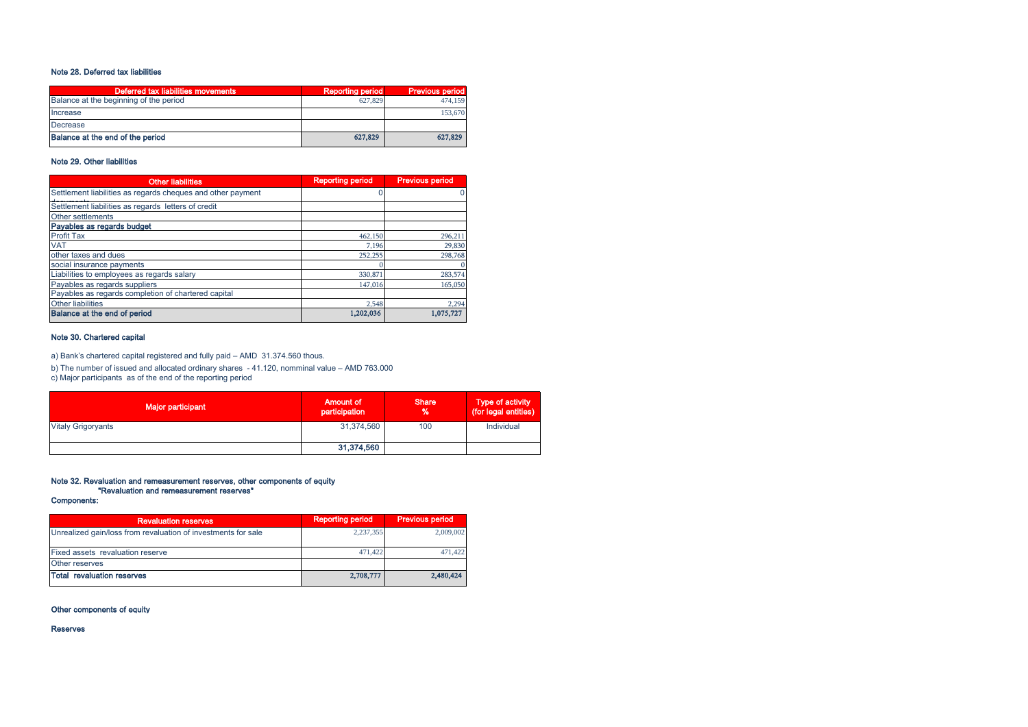### Note 28. Deferred tax liabilities

| Deferred tax liabilities movements | Reporting period | Previous period |
|---|---|---|
| Balance at the beginning of the period | 627,829 | 474,159 |
| Increase | | 153,670 |
| Decrease | | |
| **Balance at the end of the period** | **627,829** | **627,829** |

### Note 29. Other liabilities

| Other liabilities | Reporting period | Previous period |
|---|---|---|
| Settlement liabilities as regards cheques and other payment documents | 0 | 0 |
| Settlement liabilities as regards letters of credit | | |
| Other settlements | | |
| **Payables as regards budget** | | |
| Profit Tax | 462,150 | 296,211 |
| VAT | 7,196 | 29,830 |
| other taxes and dues | 252,255 | 298,768 |
| social insurance payments | 0 | 0 |
| Liabilities to employees as regards salary | 330,871 | 283,574 |
| Payables as regards suppliers | 147,016 | 165,050 |
| Payables as regards completion of chartered capital | | |
| Other liabilities | 2,548 | 2,294 |
| **Balance at the end of period** | **1,202,036** | **1,075,727** |

### Note 30. Chartered capital

a) Bank's chartered capital registered and fully paid – AMD 31.374.560 thous.

b) The number of issued and allocated ordinary shares - 41.120, nomminal value – AMD 763.000

c) Major participants as of the end of the reporting period

| Major participant | Amount of participation | Share % | Type of activity (for legal entities) |
|---|---|---|---|
| Vitaly Grigoryants | 31,374,560 | 100 | Individual |
| | **31,374,560** | | |

### Note 32. Revaluation and remeasurement reserves, other components of equity "Revaluation and remeasurement reserves"

**Components:**

| Revaluation reserves | Reporting period | Previous period |
|---|---|---|
| Unrealized gain/loss from revaluation of investments for sale | 2,237,355 | 2,009,002 |
| Fixed assets revaluation reserve | 471,422 | 471,422 |
| Other reserves | | |
| **Total revaluation reserves** | **2,708,777** | **2,480,424** |

**Other components of equity**

**Reserves**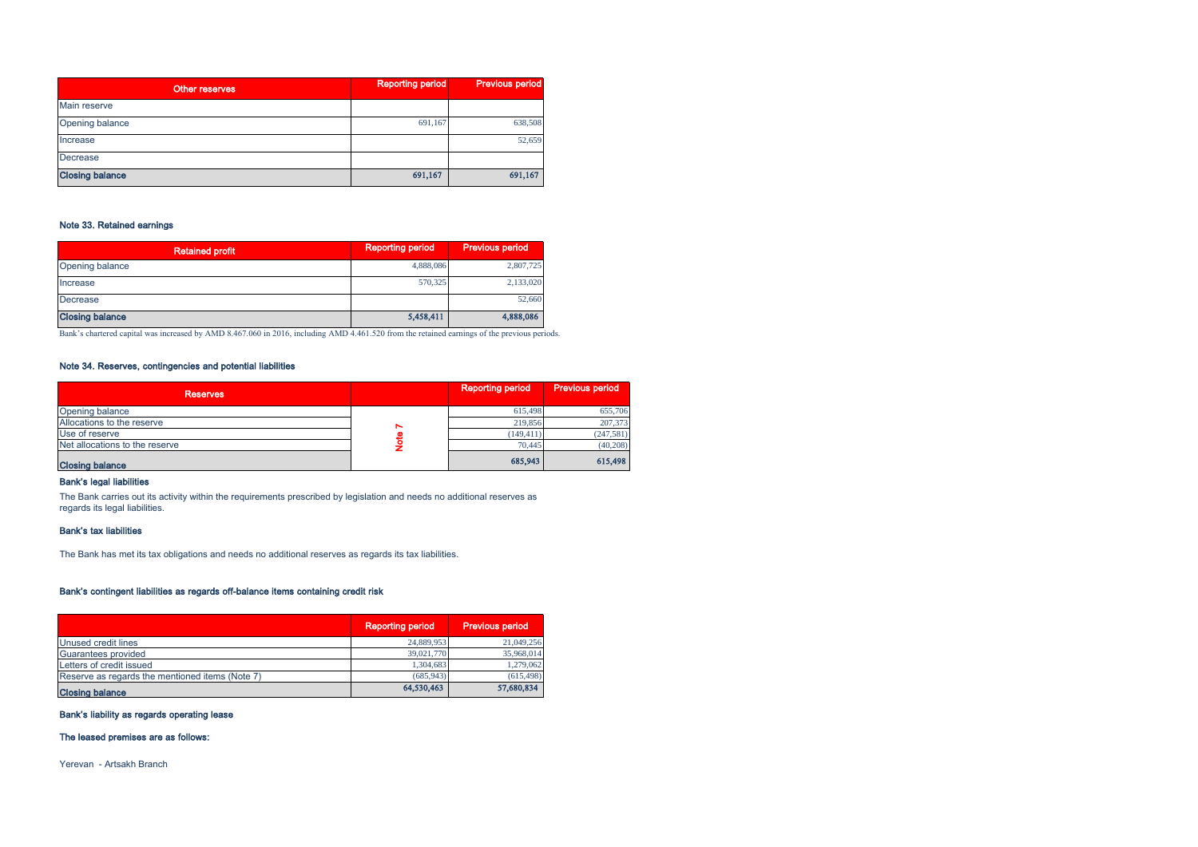| Other reserves | Reporting period | Previous period |
|---|---|---|
| Main reserve | | |
| Opening balance | 691,167 | 638,508 |
| Increase | | 52,659 |
| Decrease | | |
| **Closing balance** | **691,167** | **691,167** |

### Note 33. Retained earnings

| Retained profit | Reporting period | Previous period |
|---|---|---|
| Opening balance | 4,888,086 | 2,807,725 |
| Increase | 570,325 | 2,133,020 |
| Decrease | | 52,660 |
| **Closing balance** | **5,458,411** | **4,888,086** |

Bank's chartered capital was increased by AMD 8.467.060 in 2016, including AMD 4.461.520 from the retained earnings of the previous periods.

### Note 34. Reserves, contingencies and potential liabilities

| Reserves | | Reporting period | Previous period |
|---|---|---|---|
| Opening balance | Note 7 | 615,498 | 655,706 |
| Allocations to the reserve | | 219,856 | 207,373 |
| Use of reserve | | (149,411) | (247,581) |
| Net allocations to the reserve | | 70,445 | (40,208) |
| **Closing balance** | | **685,943** | **615,498** |

**Bank's legal liabilities**

The Bank carries out its activity within the requirements prescribed by legislation and needs no additional reserves as regards its legal liabilities.

**Bank's tax liabilities**

The Bank has met its tax obligations and needs no additional reserves as regards its tax liabilities.

**Bank's contingent liabilities as regards off-balance items containing credit risk**

| | Reporting period | Previous period |
|---|---|---|
| Unused credit lines | 24,889,953 | 21,049,256 |
| Guarantees provided | 39,021,770 | 35,968,014 |
| Letters of credit issued | 1,304,683 | 1,279,062 |
| Reserve as regards the mentioned items (Note 7) | (685,943) | (615,498) |
| **Closing balance** | **64,530,463** | **57,680,834** |

**Bank's liability as regards operating lease**

**The leased premises are as follows:**

Yerevan - Artsakh Branch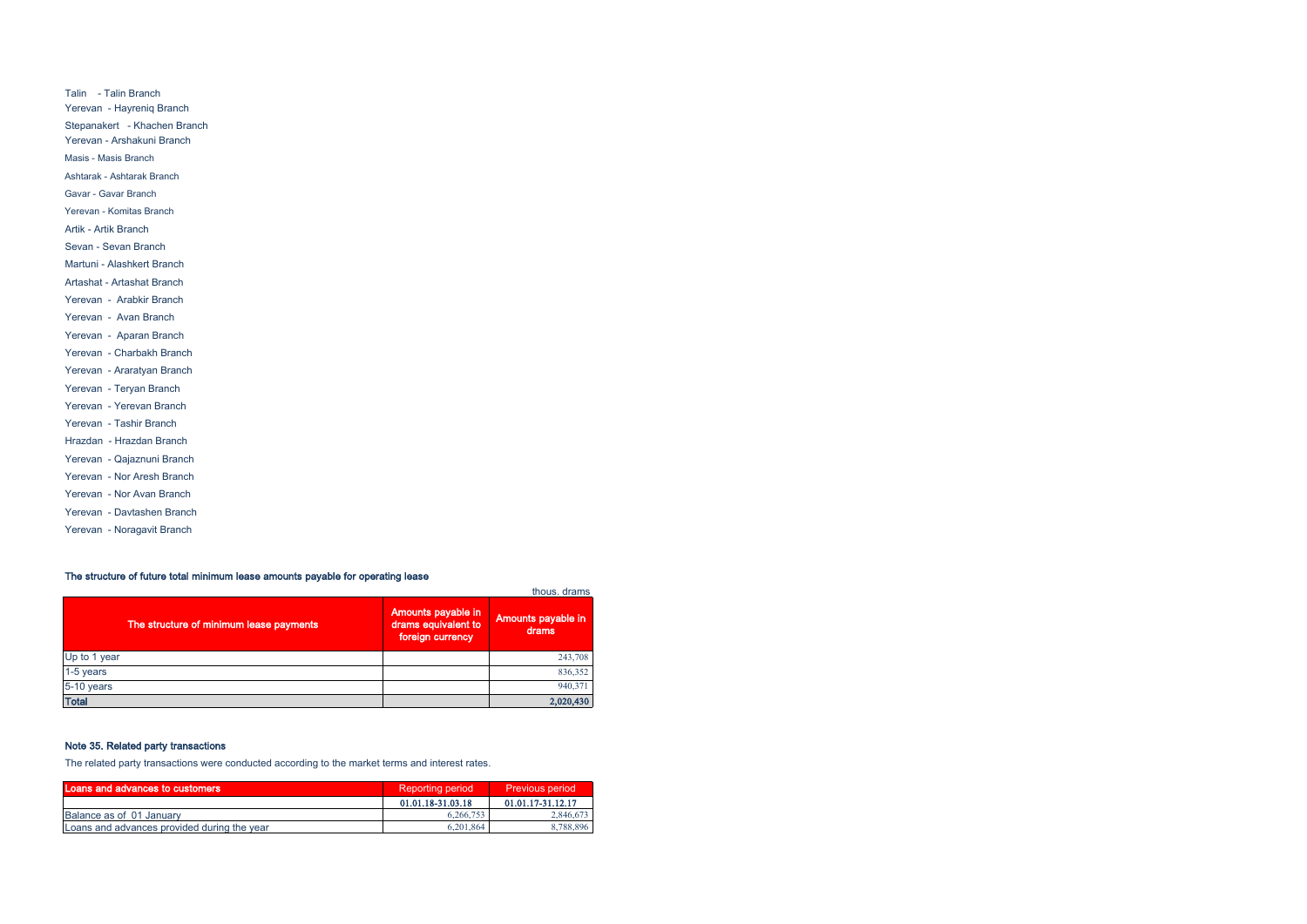Talin - Talin Branch
Yerevan - Hayreniq Branch
Stepanakert - Khachen Branch
Yerevan - Arshakuni Branch
Masis - Masis Branch
Ashtarak - Ashtarak Branch
Gavar - Gavar Branch
Yerevan - Komitas Branch
Artik - Artik Branch
Sevan - Sevan Branch
Martuni - Alashkert Branch
Artashat - Artashat Branch
Yerevan - Arabkir Branch
Yerevan - Avan Branch
Yerevan - Aparan Branch
Yerevan - Charbakh Branch
Yerevan - Araratyan Branch
Yerevan - Teryan Branch
Yerevan - Yerevan Branch
Yerevan - Tashir Branch
Hrazdan - Hrazdan Branch
Yerevan - Qajaznuni Branch
Yerevan - Nor Aresh Branch
Yerevan - Nor Avan Branch
Yerevan - Davtashen Branch
Yerevan - Noragavit Branch

**The structure of future total minimum lease amounts payable for operating lease**

thous. drams

| The structure of minimum lease payments | Amounts payable in drams equivalent to foreign currency | Amounts payable in drams |
|---|---|---|
| Up to 1 year | | 243,708 |
| 1-5 years | | 836,352 |
| 5-10 years | | 940,371 |
| **Total** | | **2,020,430** |

**Note 35. Related party transactions**

The related party transactions were conducted according to the market terms and interest rates.

| Loans and advances to customers | Reporting period | Previous period |
|---|---|---|
| | 01.01.18-31.03.18 | 01.01.17-31.12.17 |
| Balance as of 01 January | 6,266,753 | 2,846,673 |
| Loans and advances provided during the year | 6,201,864 | 8,788,896 |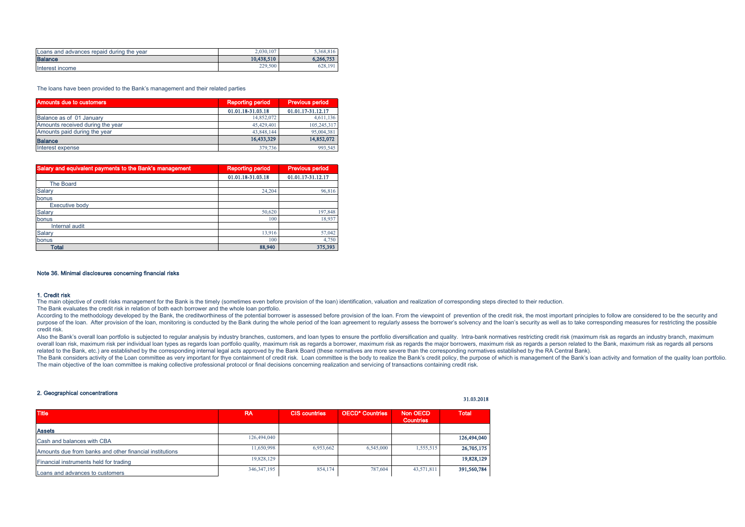| Loans and advances repaid during the year | 2,030,107 | 5,368,816 |
|---|---|---|
| **Balance** | **10,438,510** | **6,266,753** |
| Interest income | 229,500 | 628,191 |

The loans have been provided to the Bank's management and their related parties

| Amounts due to customers | Reporting period | Previous period |
|---|---|---|
| | 01.01.18-31.03.18 | 01.01.17-31.12.17 |
| Balance as of 01 January | 14,852,072 | 4,611,136 |
| Amounts received during the year | 45,429,401 | 105,245,317 |
| Amounts paid during the year | 43,848,144 | 95,004,381 |
| **Balance** | **16,433,329** | **14,852,072** |
| Interest expense | 379,736 | 993,545 |

| Salary and equivalent payments to the Bank's management | Reporting period | Previous period |
|---|---|---|
| | 01.01.18-31.03.18 | 01.01.17-31.12.17 |
| The Board | | |
| Salary | 24,204 | 96,816 |
| bonus | | |
| Executive body | | |
| Salary | 50,620 | 197,848 |
| bonus | 100 | 18,937 |
| Internal audit | | |
| Salary | 13,916 | 57,042 |
| bonus | 100 | 4,750 |
| **Total** | **88,940** | **375,393** |

## Note 36. Minimal disclosures concerning financial risks

### 1. Credit risk

The main objective of credit risks management for the Bank is the timely (sometimes even before provision of the loan) identification, valuation and realization of corresponding steps directed to their reduction.

The Bank evaluates the credit risk in relation of both each borrower and the whole loan portfolio.

According to the methodology developed by the Bank, the creditworthiness of the potential borrower is assessed before provision of the loan. From the viewpoint of prevention of the credit risk, the most important principles to follow are considered to be the security and purpose of the loan. After provision of the loan, monitoring is conducted by the Bank during the whole period of the loan agreement to regularly assess the borrower's solvency and the loan's security as well as to take corresponding measures for restricting the possible credit risk.

Also the Bank's overall loan portfolio is subjected to regular analysis by industry branches, customers, and loan types to ensure the portfolio diversification and quality. Intra-bank normatives restricting credit risk (maximum risk as regards an industry branch, maximum overall loan risk, maximum risk per individual loan types as regards loan portfolio quality, maximum risk as regards a borrower, maximum risk as regards the major borrowers, maximum risk as regards a person related to the Bank, maximum risk as regards all persons related to the Bank, etc.) are established by the corresponding internal legal acts approved by the Bank Board (these normatives are more severe than the corresponding normatives established by the RA Central Bank).

The Bank considers activity of the Loan committee as very important for thye containment of credit risk. Loan committee is the body to realize the Bank's credit policy, the purpose of which is management of the Bank's loan activity and formation of the quality loan portfolio. The main objective of the loan committee is making collective professional protocol or final decisions concerning realization and servicing of transactions containing credit risk.

### 2. Geographical concentrations

31.03.2018

| Title | RA | CIS countries | OECD* Countries | Non OECD Countries | Total |
|---|---|---|---|---|---|
| **Assets** | | | | | |
| Cash and balances with CBA | 126,494,040 | | | | **126,494,040** |
| Amounts due from banks and other financial institutions | 11,650,998 | 6,953,662 | 6,545,000 | 1,555,515 | **26,705,175** |
| Financial instruments held for trading | 19,828,129 | | | | **19,828,129** |
| Loans and advances to customers | 346,347,195 | 854,174 | 787,604 | 43,571,811 | **391,560,784** |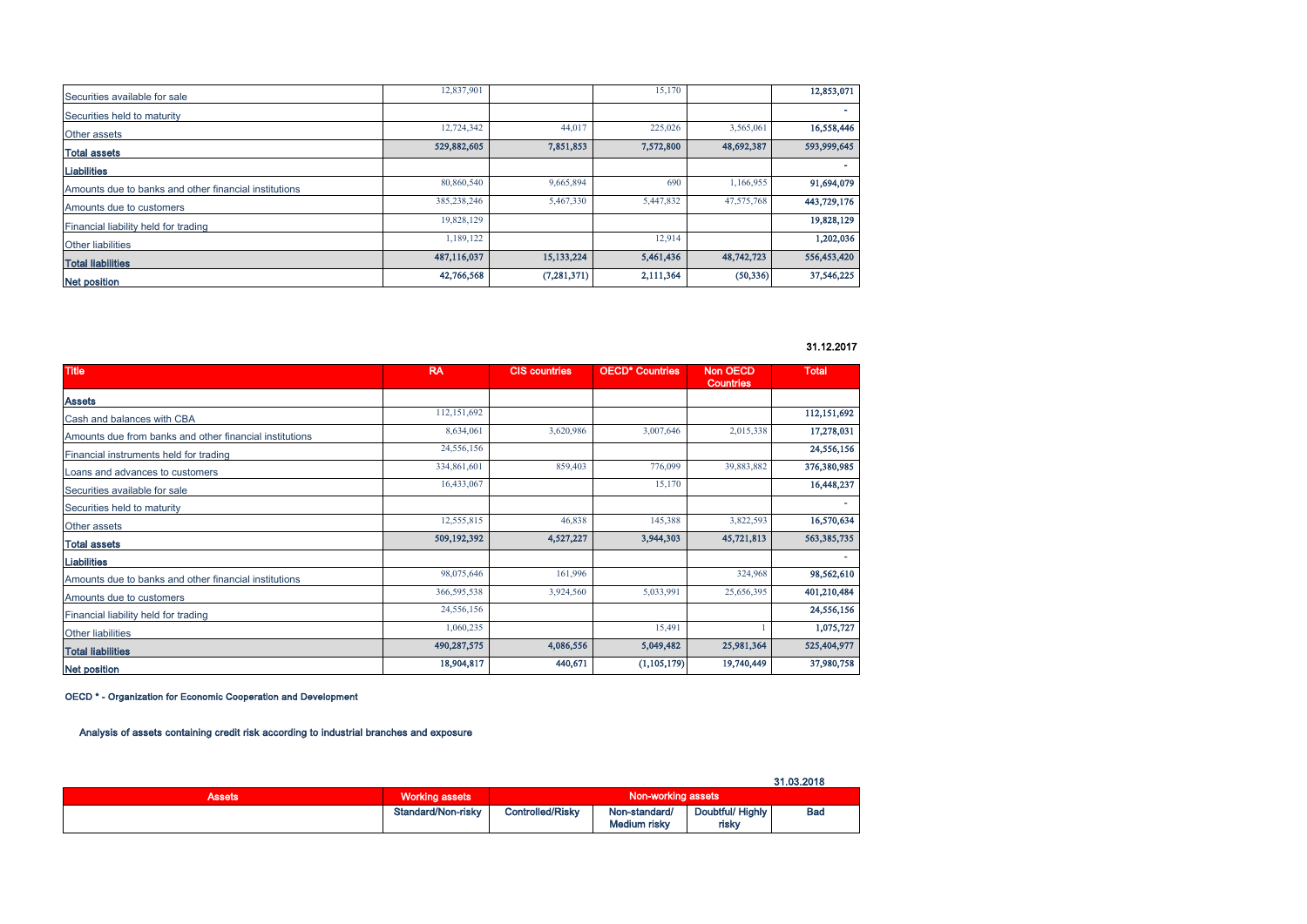| | | | | | |
|---|---|---|---|---|---|
| Securities available for sale | 12,837,901 | | 15,170 | | **12,853,071** |
| Securities held to maturity | | | | | - |
| Other assets | 12,724,342 | 44,017 | 225,026 | 3,565,061 | **16,558,446** |
| **Total assets** | **529,882,605** | **7,851,853** | **7,572,800** | **48,692,387** | **593,999,645** |
| **Liabilities** | | | | | - |
| Amounts due to banks and other financial institutions | 80,860,540 | 9,665,894 | 690 | 1,166,955 | **91,694,079** |
| Amounts due to customers | 385,238,246 | 5,467,330 | 5,447,832 | 47,575,768 | **443,729,176** |
| Financial liability held for trading | 19,828,129 | | | | **19,828,129** |
| Other liabilities | 1,189,122 | | 12,914 | | **1,202,036** |
| **Total liabilities** | **487,116,037** | **15,133,224** | **5,461,436** | **48,742,723** | **556,453,420** |
| **Net position** | **42,766,568** | **(7,281,371)** | **2,111,364** | **(50,336)** | **37,546,225** |

**31.12.2017**

| Title | RA | CIS countries | OECD* Countries | Non OECD Countries | Total |
|---|---|---|---|---|---|
| **Assets** | | | | | |
| Cash and balances with CBA | 112,151,692 | | | | **112,151,692** |
| Amounts due from banks and other financial institutions | 8,634,061 | 3,620,986 | 3,007,646 | 2,015,338 | **17,278,031** |
| Financial instruments held for trading | 24,556,156 | | | | **24,556,156** |
| Loans and advances to customers | 334,861,601 | 859,403 | 776,099 | 39,883,882 | **376,380,985** |
| Securities available for sale | 16,433,067 | | 15,170 | | **16,448,237** |
| Securities held to maturity | | | | | - |
| Other assets | 12,555,815 | 46,838 | 145,388 | 3,822,593 | **16,570,634** |
| **Total assets** | **509,192,392** | **4,527,227** | **3,944,303** | **45,721,813** | **563,385,735** |
| **Liabilities** | | | | | - |
| Amounts due to banks and other financial institutions | 98,075,646 | 161,996 | | 324,968 | **98,562,610** |
| Amounts due to customers | 366,595,538 | 3,924,560 | 5,033,991 | 25,656,395 | **401,210,484** |
| Financial liability held for trading | 24,556,156 | | | | **24,556,156** |
| Other liabilities | 1,060,235 | | 15,491 | 1 | **1,075,727** |
| **Total liabilities** | **490,287,575** | **4,086,556** | **5,049,482** | **25,981,364** | **525,404,977** |
| **Net position** | **18,904,817** | **440,671** | **(1,105,179)** | **19,740,449** | **37,980,758** |

**OECD * - Organization for Economic Cooperation and Development**

**Analysis of assets containing credit risk according to industrial branches and exposure**

**31.03.2018**

| Assets | Working assets | Non-working assets | | | |
|---|---|---|---|---|---|
| | Standard/Non-risky | Controlled/Risky | Non-standard/ Medium risky | Doubtful/ Highly risky | Bad |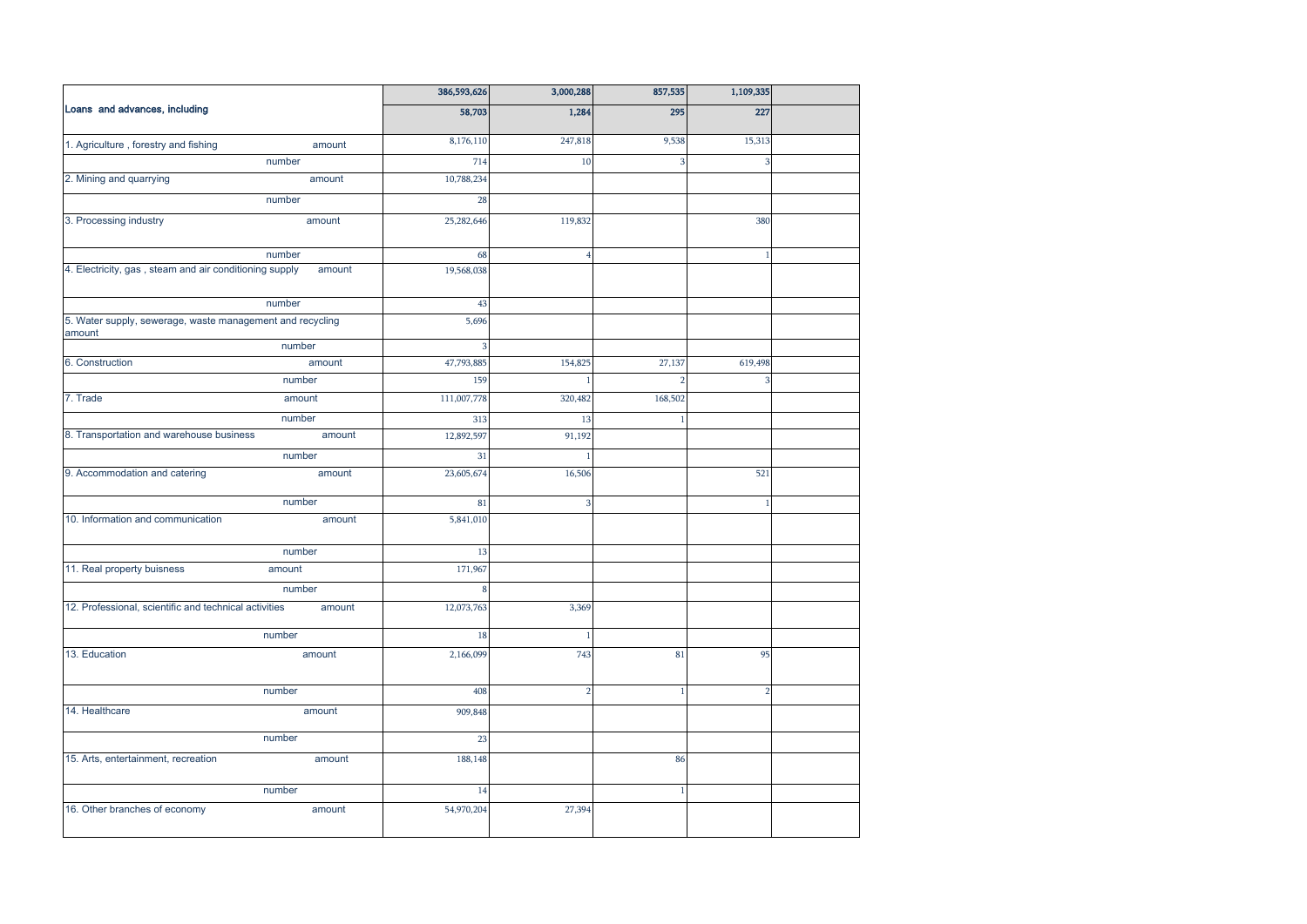| Loans and advances, including | | 386,593,626 | 3,000,288 | 857,535 | 1,109,335 | |
|---|---|---|---|---|---|---|
| | | 58,703 | 1,284 | 295 | 227 | |
| 1. Agriculture , forestry and fishing | amount | 8,176,110 | 247,818 | 9,538 | 15,313 | |
| | number | 714 | 10 | 3 | 3 | |
| 2. Mining and quarrying | amount | 10,788,234 | | | | |
| | number | 28 | | | | |
| 3. Processing industry | amount | 25,282,646 | 119,832 | | 380 | |
| | number | 68 | 4 | | 1 | |
| 4. Electricity, gas , steam and air conditioning supply | amount | 19,568,038 | | | | |
| | number | 43 | | | | |
| 5. Water supply, sewerage, waste management and recycling | amount | 5,696 | | | | |
| | number | 3 | | | | |
| 6. Construction | amount | 47,793,885 | 154,825 | 27,137 | 619,498 | |
| | number | 159 | 1 | 2 | 3 | |
| 7. Trade | amount | 111,007,778 | 320,482 | 168,502 | | |
| | number | 313 | 13 | 1 | | |
| 8. Transportation and warehouse business | amount | 12,892,597 | 91,192 | | | |
| | number | 31 | 1 | | | |
| 9. Accommodation and catering | amount | 23,605,674 | 16,506 | | 521 | |
| | number | 81 | 3 | | 1 | |
| 10. Information and communication | amount | 5,841,010 | | | | |
| | number | 13 | | | | |
| 11. Real property buisness | amount | 171,967 | | | | |
| | number | 8 | | | | |
| 12. Professional, scientific and technical activities | amount | 12,073,763 | 3,369 | | | |
| | number | 18 | 1 | | | |
| 13. Education | amount | 2,166,099 | 743 | 81 | 95 | |
| | number | 408 | 2 | 1 | 2 | |
| 14. Healthcare | amount | 909,848 | | | | |
| | number | 23 | | | | |
| 15. Arts, entertainment, recreation | amount | 188,148 | | 86 | | |
| | number | 14 | | 1 | | |
| 16. Other branches of economy | amount | 54,970,204 | 27,394 | | | |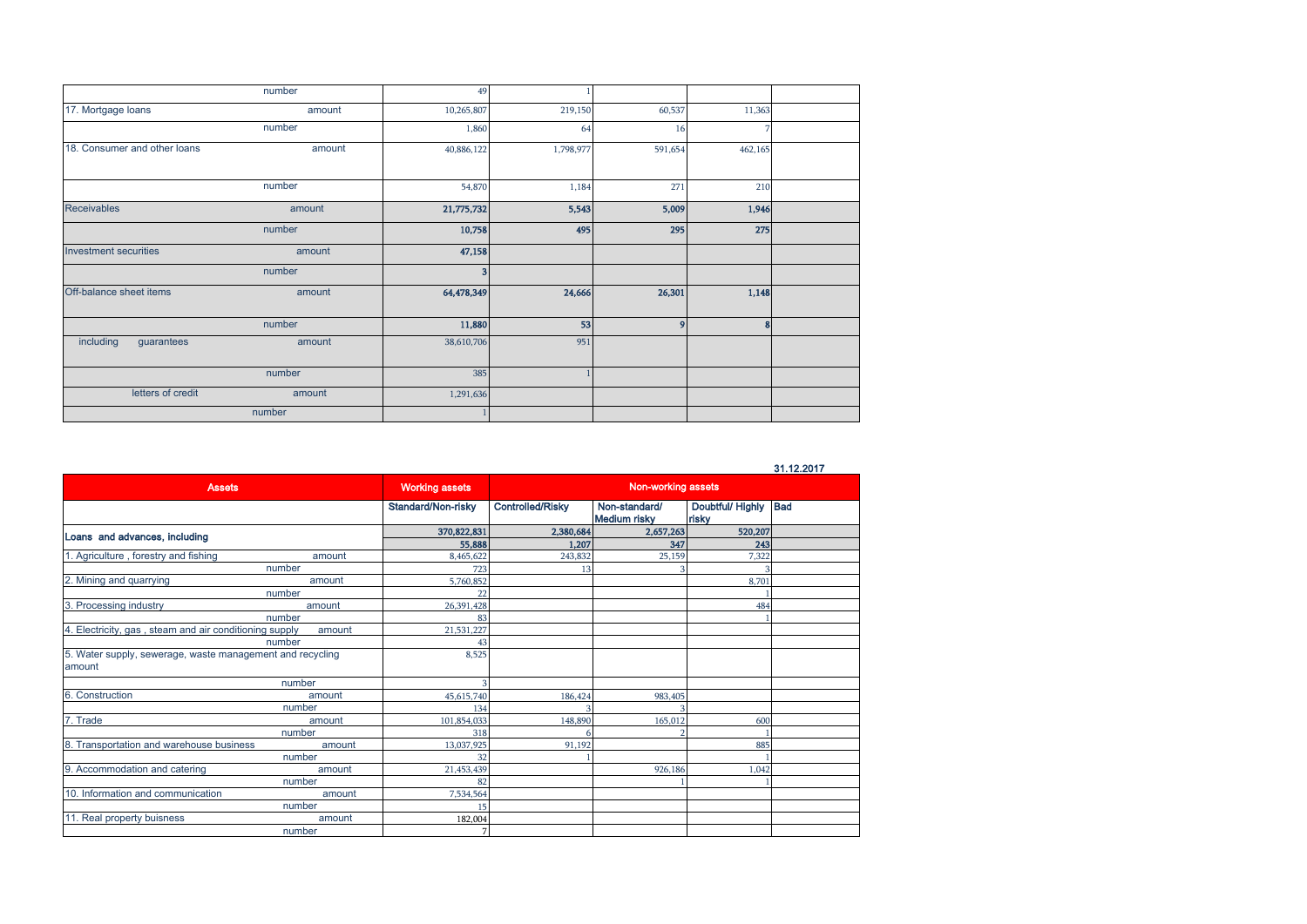| | | | | | |
|---|---|---|---|---|---|
| number | | 49 | 1 | | |
| 17. Mortgage loans | amount | 10,265,807 | 219,150 | 60,537 | 11,363 |
| number | | 1,860 | 64 | 16 | 7 |
| 18. Consumer and other loans | amount | 40,886,122 | 1,798,977 | 591,654 | 462,165 |
| number | | 54,870 | 1,184 | 271 | 210 |
| Receivables | amount | **21,775,732** | **5,543** | **5,009** | **1,946** |
| number | | **10,758** | **495** | **295** | **275** |
| Investment securities | amount | **47,158** | | | |
| number | | **3** | | | |
| Off-balance sheet items | amount | **64,478,349** | **24,666** | **26,301** | **1,148** |
| number | | **11,880** | **53** | **9** | **8** |
| including guarantees | amount | 38,610,706 | 951 | | |
| number | | 385 | 1 | | |
| letters of credit | amount | 1,291,636 | | | |
| number | | 1 | | | |

31.12.2017

| Assets | | Working assets | Non-working assets | | | |
|---|---|---|---|---|---|---|
| | | Standard/Non-risky | Controlled/Risky | Non-standard/ Medium risky | Doubtful/ Highly risky | Bad |
| Loans and advances, including | | **370,822,831** | **2,380,684** | **2,657,263** | **520,207** | |
| | | **55,888** | **1,207** | **347** | **243** | |
| 1. Agriculture , forestry and fishing | amount | 8,465,622 | 243,832 | 25,159 | 7,322 | |
| number | | 723 | 13 | 3 | 3 | |
| 2. Mining and quarrying | amount | 5,760,852 | | | 8,701 | |
| number | | 22 | | | 1 | |
| 3. Processing industry | amount | 26,391,428 | | | 484 | |
| number | | 83 | | | 1 | |
| 4. Electricity, gas , steam and air conditioning supply | amount | 21,531,227 | | | | |
| number | | 43 | | | | |
| 5. Water supply, sewerage, waste management and recycling | amount | 8,525 | | | | |
| number | | 3 | | | | |
| 6. Construction | amount | 45,615,740 | 186,424 | 983,405 | | |
| number | | 134 | 3 | 3 | | |
| 7. Trade | amount | 101,854,033 | 148,890 | 165,012 | 600 | |
| number | | 318 | 6 | 2 | 1 | |
| 8. Transportation and warehouse business | amount | 13,037,925 | 91,192 | | 885 | |
| number | | 32 | 1 | | 1 | |
| 9. Accommodation and catering | amount | 21,453,439 | | 926,186 | 1,042 | |
| number | | 82 | | 1 | 1 | |
| 10. Information and communication | amount | 7,534,564 | | | | |
| number | | 15 | | | | |
| 11. Real property buisness | amount | 182,004 | | | | |
| number | | 7 | | | | |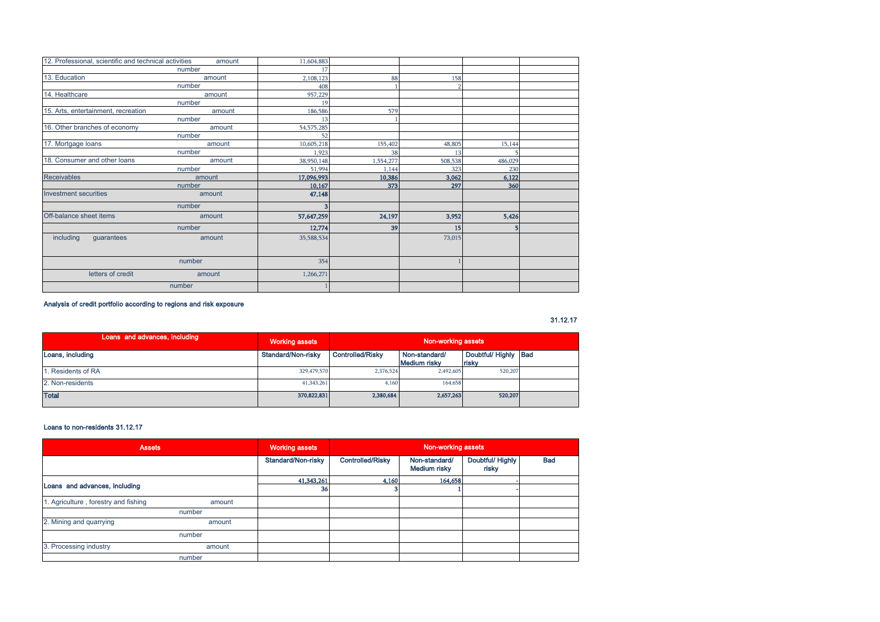| | | | | | | |
|---|---|---|---|---|---|---|
| 12. Professional, scientific and technical activities | amount | 11,604,883 | | | | |
| | number | 17 | | | | |
| 13. Education | amount | 2,108,123 | 88 | 158 | | |
| | number | 408 | 1 | 2 | | |
| 14. Healthcare | amount | 957,229 | | | | |
| | number | 19 | | | | |
| 15. Arts, entertainment, recreation | amount | 186,586 | 579 | | | |
| | number | 13 | 1 | | | |
| 16. Other branches of economy | amount | 54,575,285 | | | | |
| | number | 52 | | | | |
| 17. Mortgage loans | amount | 10,605,218 | 155,402 | 48,805 | 15,144 | |
| | number | 1,923 | 38 | 13 | 5 | |
| 18. Consumer and other loans | amount | 38,950,148 | 1,554,277 | 508,538 | 486,029 | |
| | number | 51,994 | 1,144 | 323 | 230 | |
| Receivables | amount | **17,096,993** | **10,386** | **3,062** | **6,122** | |
| | number | **10,167** | **373** | **297** | **360** | |
| Investment securities | amount | **47,148** | | | | |
| | number | **3** | | | | |
| Off-balance sheet items | amount | **57,647,259** | **24,197** | **3,952** | **5,426** | |
| | number | **12,774** | **39** | **15** | **5** | |
| including guarantees | amount | 35,588,534 | | 73,015 | | |
| | number | 354 | | 1 | | |
| letters of credit | amount | 1,266,271 | | | | |
| | number | 1 | | | | |

**Analysis of credit portfolio according to regions and risk exposure**

**31.12.17**

| Loans and advances, including | Working assets | Non-working assets | | | |
|---|---|---|---|---|---|
| **Loans, including** | **Standard/Non-risky** | **Controlled/Risky** | **Non-standard/ Medium risky** | **Doubtful/ Highly risky** | **Bad** |
| 1. Residents of RA | 329,479,570 | 2,376,524 | 2,492,605 | 520,207 | |
| 2. Non-residents | 41,343,261 | 4,160 | 164,658 | | |
| **Total** | **370,822,831** | **2,380,684** | **2,657,263** | **520,207** | |

**Loans to non-residents 31.12.17**

| Assets | | Working assets | Non-working assets | | | |
|---|---|---|---|---|---|---|
| | | **Standard/Non-risky** | **Controlled/Risky** | **Non-standard/ Medium risky** | **Doubtful/ Highly risky** | **Bad** |
| **Loans and advances, including** | | **41,343,261** | **4,160** | **164,658** | **-** | |
| | | **36** | **3** | **1** | **-** | |
| 1. Agriculture , forestry and fishing | amount | | | | | |
| | number | | | | | |
| 2. Mining and quarrying | amount | | | | | |
| | number | | | | | |
| 3. Processing industry | amount | | | | | |
| | number | | | | | |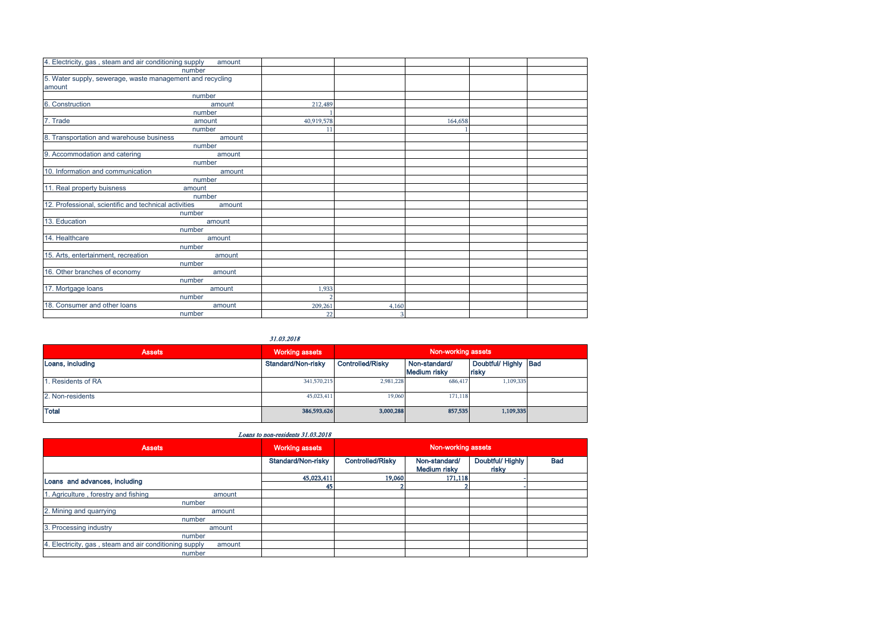| | | | | | |
|---|---|---|---|---|---|
| 4. Electricity, gas , steam and air conditioning supply amount | | | | | |
| number | | | | | |
| 5. Water supply, sewerage, waste management and recycling amount | | | | | |
| number | | | | | |
| 6. Construction amount | 212,489 | | | | |
| number | 1 | | | | |
| 7. Trade amount | 40,919,578 | | 164,658 | | |
| number | 11 | | 1 | | |
| 8. Transportation and warehouse business amount | | | | | |
| number | | | | | |
| 9. Accommodation and catering amount | | | | | |
| number | | | | | |
| 10. Information and communication amount | | | | | |
| number | | | | | |
| 11. Real property buisness amount | | | | | |
| number | | | | | |
| 12. Professional, scientific and technical activities amount | | | | | |
| number | | | | | |
| 13. Education amount | | | | | |
| number | | | | | |
| 14. Healthcare amount | | | | | |
| number | | | | | |
| 15. Arts, entertainment, recreation amount | | | | | |
| number | | | | | |
| 16. Other branches of economy amount | | | | | |
| number | | | | | |
| 17. Mortgage loans amount | 1,933 | | | | |
| number | 2 | | | | |
| 18. Consumer and other loans amount | 209,261 | 4,160 | | | |
| number | 22 | 3 | | | |

*31.03.2018*

| Assets | Working assets | Non-working assets | | | |
|---|---|---|---|---|---|
| **Loans, including** | **Standard/Non-risky** | **Controlled/Risky** | **Non-standard/ Medium risky** | **Doubtful/ Highly risky** | **Bad** |
| 1. Residents of RA | 341,570,215 | 2,981,228 | 686,417 | 1,109,335 | |
| 2. Non-residents | 45,023,411 | 19,060 | 171,118 | | |
| **Total** | **386,593,626** | **3,000,288** | **857,535** | **1,109,335** | |

*Loans to non-residents 31.03.2018*

| Assets | Working assets | Non-working assets | | | |
|---|---|---|---|---|---|
| | **Standard/Non-risky** | **Controlled/Risky** | **Non-standard/ Medium risky** | **Doubtful/ Highly risky** | **Bad** |
| **Loans and advances, including** | **45,023,411** | **19,060** | **171,118** | **-** | |
| | **45** | **2** | **2** | **-** | |
| 1. Agriculture , forestry and fishing amount | | | | | |
| number | | | | | |
| 2. Mining and quarrying amount | | | | | |
| number | | | | | |
| 3. Processing industry amount | | | | | |
| number | | | | | |
| 4. Electricity, gas , steam and air conditioning supply amount | | | | | |
| number | | | | | |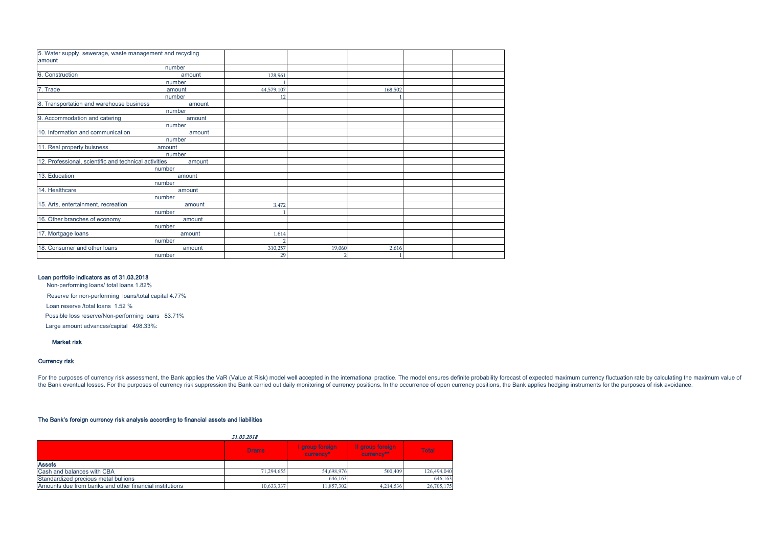| | | | | | |
|---|---|---|---|---|---|
| 5. Water supply, sewerage, waste management and recycling amount | | | | | |
| number | | | | | |
| 6. Construction amount | 128,961 | | | | |
| number | 1 | | | | |
| 7. Trade amount | 44,579,107 | | 168,502 | | |
| number | 12 | | 1 | | |
| 8. Transportation and warehouse business amount | | | | | |
| number | | | | | |
| 9. Accommodation and catering amount | | | | | |
| number | | | | | |
| 10. Information and communication amount | | | | | |
| number | | | | | |
| 11. Real property buisness amount | | | | | |
| number | | | | | |
| 12. Professional, scientific and technical activities amount | | | | | |
| number | | | | | |
| 13. Education amount | | | | | |
| number | | | | | |
| 14. Healthcare amount | | | | | |
| number | | | | | |
| 15. Arts, entertainment, recreation amount | 3,472 | | | | |
| number | 1 | | | | |
| 16. Other branches of economy amount | | | | | |
| number | | | | | |
| 17. Mortgage loans amount | 1,614 | | | | |
| number | 2 | | | | |
| 18. Consumer and other loans amount | 310,257 | 19,060 | 2,616 | | |
| number | 29 | 2 | 1 | | |

**Loan portfolio indicators as of 31.03.2018**

Non-performing loans/ total loans 1.82%

Reserve for non-performing loans/total capital 4.77%

Loan reserve /total loans 1.52 %

Possible loss reserve/Non-performing loans 83.71%

Large amount advances/capital 498.33%:

### Market risk

### Currency risk

For the purposes of currency risk assessment, the Bank applies the VaR (Value at Risk) model well accepted in the international practice. The model ensures definite probability forecast of expected maximum currency fluctuation rate by calculating the maximum value of the Bank eventual losses. For the purposes of currency risk suppression the Bank carried out daily monitoring of currency positions. In the occurrence of open currency positions, the Bank applies hedging instruments for the purposes of risk avoidance.

### The Bank's foreign currency risk analysis according to financial assets and liabilities

*31.03.2018*

| | Drams | I group foreign currency* | II group foreign currency** | Total |
|---|---|---|---|---|
| **Assets** | | | | |
| Cash and balances with CBA | 71,294,655 | 54,698,976 | 500,409 | 126,494,040 |
| Standardized precious metal bullions | | 646,163 | | 646,163 |
| Amounts due from banks and other financial institutions | 10,633,337 | 11,857,302 | 4,214,536 | 26,705,175 |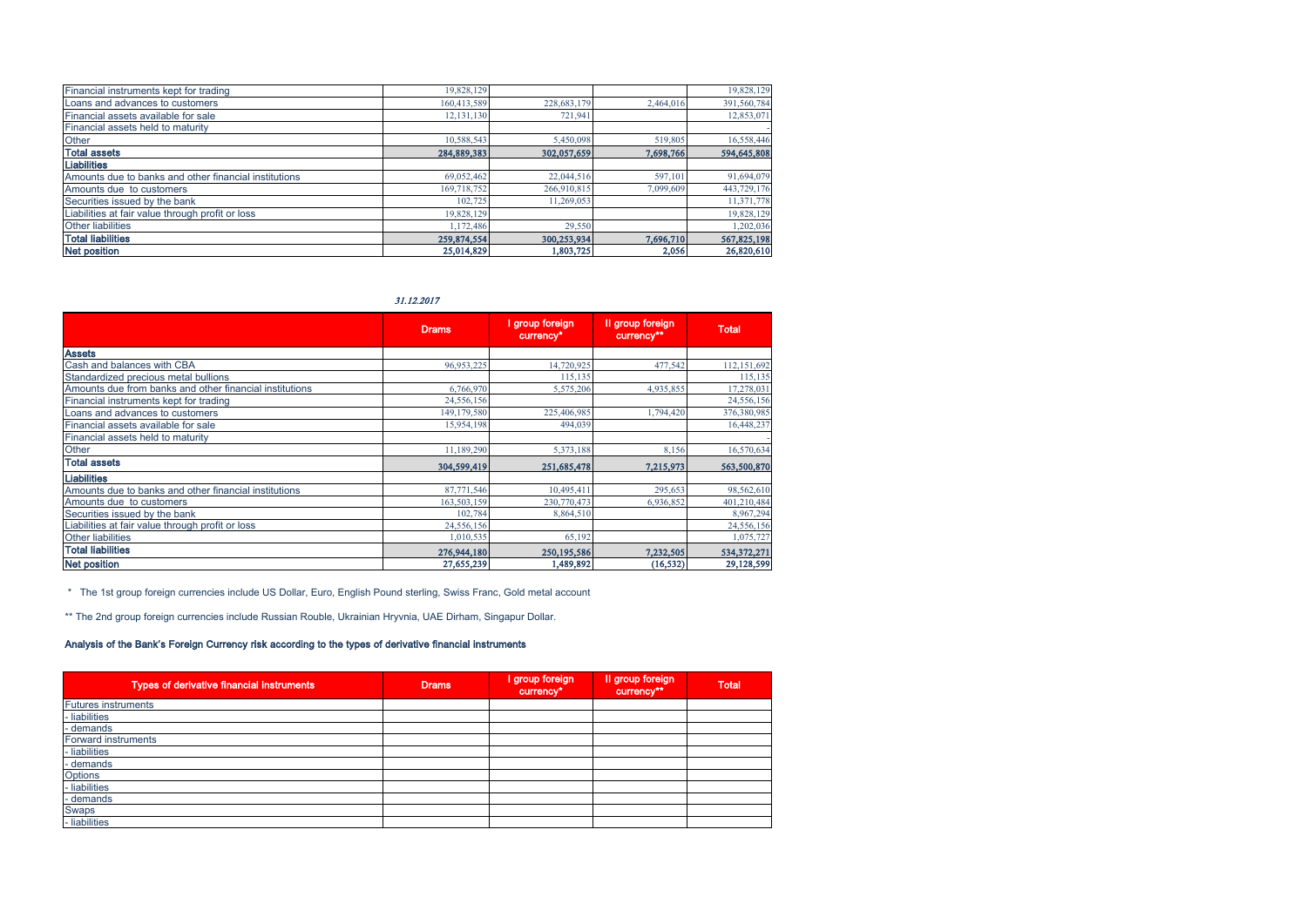| | | | | |
|---|---|---|---|---|
| Financial instruments kept for trading | 19,828,129 | | | 19,828,129 |
| Loans and advances to customers | 160,413,589 | 228,683,179 | 2,464,016 | 391,560,784 |
| Financial assets available for sale | 12,131,130 | 721,941 | | 12,853,071 |
| Financial assets held to maturity | | | | - |
| Other | 10,588,543 | 5,450,098 | 519,805 | 16,558,446 |
| **Total assets** | **284,889,383** | **302,057,659** | **7,698,766** | **594,645,808** |
| **Liabilities** | | | | |
| Amounts due to banks and other financial institutions | 69,052,462 | 22,044,516 | 597,101 | 91,694,079 |
| Amounts due to customers | 169,718,752 | 266,910,815 | 7,099,609 | 443,729,176 |
| Securities issued by the bank | 102,725 | 11,269,053 | | 11,371,778 |
| Liabilities at fair value through profit or loss | 19,828,129 | | | 19,828,129 |
| Other liabilities | 1,172,486 | 29,550 | | 1,202,036 |
| **Total liabilities** | **259,874,554** | **300,253,934** | **7,696,710** | **567,825,198** |
| **Net position** | **25,014,829** | **1,803,725** | **2,056** | **26,820,610** |

***31.12.2017***

| | Drams | I group foreign currency* | II group foreign currency** | Total |
|---|---|---|---|---|
| **Assets** | | | | |
| Cash and balances with CBA | 96,953,225 | 14,720,925 | 477,542 | 112,151,692 |
| Standardized precious metal bullions | | 115,135 | | 115,135 |
| Amounts due from banks and other financial institutions | 6,766,970 | 5,575,206 | 4,935,855 | 17,278,031 |
| Financial instruments kept for trading | 24,556,156 | | | 24,556,156 |
| Loans and advances to customers | 149,179,580 | 225,406,985 | 1,794,420 | 376,380,985 |
| Financial assets available for sale | 15,954,198 | 494,039 | | 16,448,237 |
| Financial assets held to maturity | | | | - |
| Other | 11,189,290 | 5,373,188 | 8,156 | 16,570,634 |
| **Total assets** | **304,599,419** | **251,685,478** | **7,215,973** | **563,500,870** |
| **Liabilities** | | | | |
| Amounts due to banks and other financial institutions | 87,771,546 | 10,495,411 | 295,653 | 98,562,610 |
| Amounts due to customers | 163,503,159 | 230,770,473 | 6,936,852 | 401,210,484 |
| Securities issued by the bank | 102,784 | 8,864,510 | | 8,967,294 |
| Liabilities at fair value through profit or loss | 24,556,156 | | | 24,556,156 |
| Other liabilities | 1,010,535 | 65,192 | | 1,075,727 |
| **Total liabilities** | **276,944,180** | **250,195,586** | **7,232,505** | **534,372,271** |
| **Net position** | **27,655,239** | **1,489,892** | **(16,532)** | **29,128,599** |

\* The 1st group foreign currencies include US Dollar, Euro, English Pound sterling, Swiss Franc, Gold metal account

\** The 2nd group foreign currencies include Russian Rouble, Ukrainian Hryvnia, UAE Dirham, Singapur Dollar.

**Analysis of the Bank's Foreign Currency risk according to the types of derivative financial instruments**

| Types of derivative financial instruments | Drams | I group foreign currency* | II group foreign currency** | Total |
|---|---|---|---|---|
| Futures instruments | | | | |
| - liabilities | | | | |
| - demands | | | | |
| Forward instruments | | | | |
| - liabilities | | | | |
| - demands | | | | |
| Options | | | | |
| - liabilities | | | | |
| - demands | | | | |
| Swaps | | | | |
| - liabilities | | | | |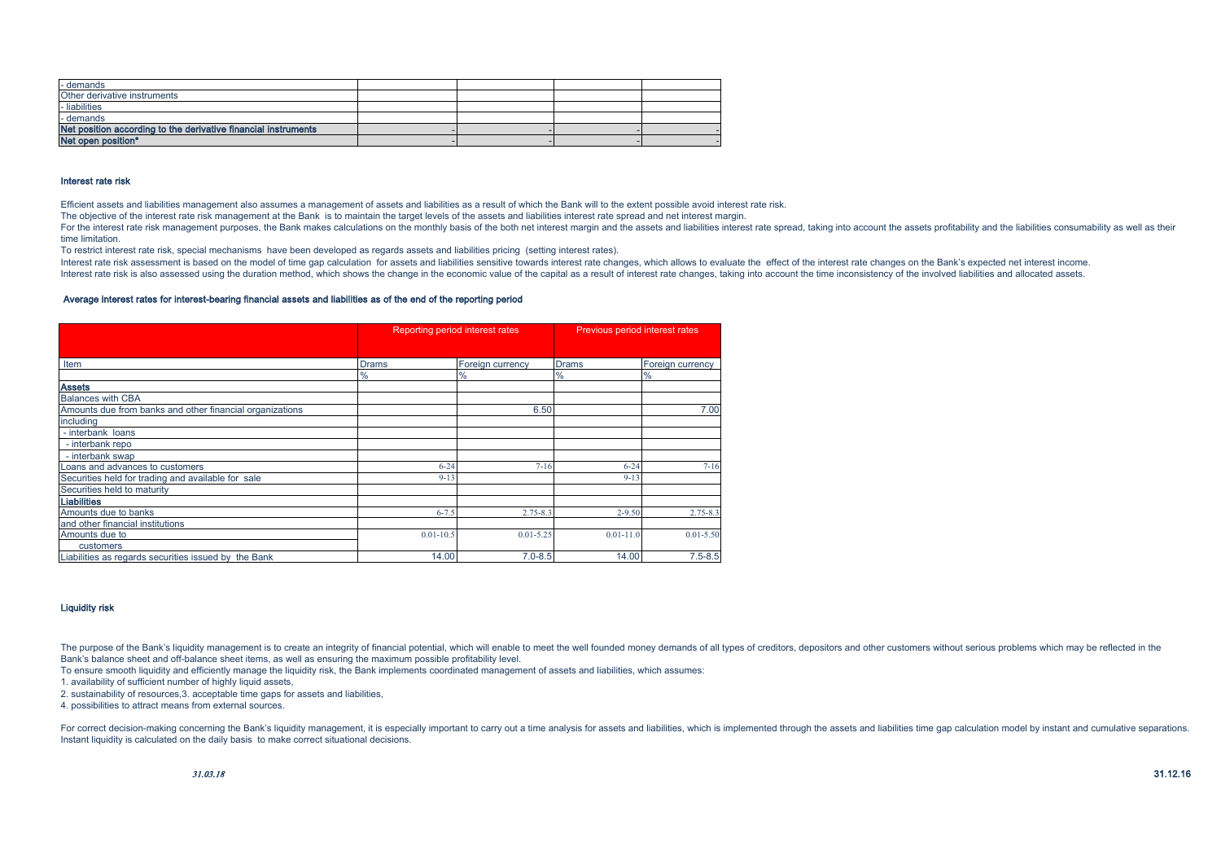| | | | | |
|---|---|---|---|---|
| - demands | | | | |
| Other derivative instruments | | | | |
| - liabilities | | | | |
| - demands | | | | |
| **Net position according to the derivative financial instruments** | - | - | - | - |
| **Net open position*** | - | - | - | - |

### Interest rate risk

Efficient assets and liabilities management also assumes a management of assets and liabilities as a result of which the Bank will to the extent possible avoid interest rate risk.

The objective of the interest rate risk management at the Bank is to maintain the target levels of the assets and liabilities interest rate spread and net interest margin.

For the interest rate risk management purposes, the Bank makes calculations on the monthly basis of the both net interest margin and the assets and liabilities interest rate spread, taking into account the assets profitability and the liabilities consumability as well as their time limitation.

To restrict interest rate risk, special mechanisms have been developed as regards assets and liabilities pricing (setting interest rates).

Interest rate risk assessment is based on the model of time gap calculation for assets and liabilities sensitive towards interest rate changes, which allows to evaluate the effect of the interest rate changes on the Bank's expected net interest income.

Interest rate risk is also assessed using the duration method, which shows the change in the economic value of the capital as a result of interest rate changes, taking into account the time inconsistency of the involved liabilities and allocated assets.

#### Average interest rates for interest-bearing financial assets and liabilities as of the end of the reporting period

| | Reporting period interest rates | | Previous period interest rates | |
|---|---|---|---|---|
| Item | Drams | Foreign currency | Drams | Foreign currency |
| | % | % | % | % |
| **Assets** | | | | |
| Balances with CBA | | | | |
| Amounts due from banks and other financial organizations | | 6.50 | | 7.00 |
| including | | | | |
| - interbank loans | | | | |
| - interbank repo | | | | |
| - interbank swap | | | | |
| Loans and advances to customers | 6-24 | 7-16 | 6-24 | 7-16 |
| Securities held for trading and available for sale | 9-13 | | 9-13 | |
| Securities held to maturity | | | | |
| **Liabilities** | | | | |
| Amounts due to banks and other financial institutions | 6-7.5 | 2.75-8.3 | 2-9.50 | 2.75-8.3 |
| Amounts due to customers | 0.01-10.5 | 0.01-5.25 | 0.01-11.0 | 0.01-5.50 |
| Liabilities as regards securities issued by the Bank | 14.00 | 7.0-8.5 | 14.00 | 7.5-8.5 |

### Liquidity risk

The purpose of the Bank's liquidity management is to create an integrity of financial potential, which will enable to meet the well founded money demands of all types of creditors, depositors and other customers without serious problems which may be reflected in the Bank's balance sheet and off-balance sheet items, as well as ensuring the maximum possible profitability level.

To ensure smooth liquidity and efficiently manage the liquidity risk, the Bank implements coordinated management of assets and liabilities, which assumes:

1. availability of sufficient number of highly liquid assets,
2. sustainability of resources,3. acceptable time gaps for assets and liabilities,
4. possibilities to attract means from external sources.

For correct decision-making concerning the Bank's liquidity management, it is especially important to carry out a time analysis for assets and liabilities, which is implemented through the assets and liabilities time gap calculation model by instant and cumulative separations. Instant liquidity is calculated on the daily basis to make correct situational decisions.

*31.03.18* **31.12.16**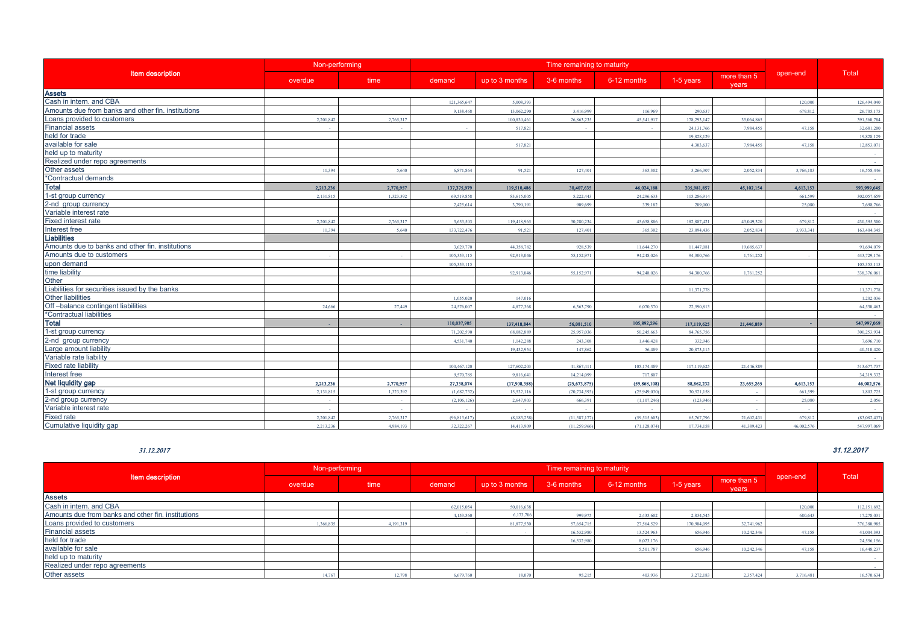| Item description | Non-performing | | Time remaining to maturity | | | | | | open-end | Total |
|---|---|---|---|---|---|---|---|---|---|---|
| | overdue | time | demand | up to 3 months | 3-6 months | 6-12 months | 1-5 years | more than 5 years | | |
| **Assets** | | | | | | | | | | |
| Cash in intern. and CBA | | | 121,365,647 | 5,008,393 | | | | | 120,000 | 126,494,040 |
| Amounts due from banks and other fin. institutions | | | 9,138,468 | 13,062,290 | 3,416,999 | 116,969 | 290,637 | | 679,812 | 26,705,175 |
| Loans provided to customers | 2,201,842 | 2,765,317 | | 100,830,461 | 26,863,235 | 45,541,917 | 178,293,147 | 35,064,865 | | 391,560,784 |
| Financial assets | - | - | - | 517,821 | - | - | 24,131,766 | 7,984,455 | 47,158 | 32,681,200 |
| held for trade | | | | | | | 19,828,129 | | | 19,828,129 |
| available for sale | | | | 517,821 | | | 4,303,637 | 7,984,455 | 47,158 | 12,853,071 |
| held up to maturity | | | | | | | | | | - |
| Realized under repo agreements | | | | | | | | | | - |
| Other assets | 11,394 | 5,640 | 6,871,864 | 91,521 | 127,401 | 365,302 | 3,266,307 | 2,052,834 | 3,766,183 | 16,558,446 |
| *Contractual demands | | | | | | | | | | - |
| **Total** | 2,213,236 | 2,770,957 | 137,375,979 | 119,510,486 | 30,407,635 | 46,024,188 | 205,981,857 | 45,102,154 | 4,613,153 | 593,999,645 |
| 1-st group currency | 2,131,815 | 1,323,392 | 69,519,858 | 83,615,005 | 5,222,443 | 24,296,633 | 115,286,914 | | 661,599 | 302,057,659 |
| 2-nd group currency | | | 2,425,614 | 3,790,191 | 909,699 | 339,182 | 209,000 | | 25,080 | 7,698,766 |
| Variable interest rate | | | | | | | | | | - |
| Fixed interest rate | 2,201,842 | 2,765,317 | 3,653,503 | 119,418,965 | 30,280,234 | 45,658,886 | 182,887,421 | 43,049,320 | 679,812 | 430,595,300 |
| Interest free | 11,394 | 5,640 | 133,722,476 | 91,521 | 127,401 | 365,302 | 23,094,436 | 2,052,834 | 3,933,341 | 163,404,345 |
| **Liabilities** | | | | | | | | | | |
| Amounts due to banks and other fin. institutions | | | 3,629,770 | 44,358,782 | 928,539 | 11,644,270 | 11,447,081 | 19,685,637 | | 91,694,079 |
| Amounts due to customers | - | - | 105,353,115 | 92,913,046 | 55,152,971 | 94,248,026 | 94,300,766 | 1,761,252 | - | 443,729,176 |
| upon demand | | | 105,353,115 | | | | | | | 105,353,115 |
| time liability | | | | 92,913,046 | 55,152,971 | 94,248,026 | 94,300,766 | 1,761,252 | | 338,376,061 |
| Other | | | | | | | | | | - |
| Liabilities for securities issued by the banks | | | | | | | 11,371,778 | | | 11,371,778 |
| Other liabilities | | | 1,055,020 | 147,016 | | | | | | 1,202,036 |
| Off –balance contingent liabilities | 24,666 | 27,449 | 24,576,007 | 4,877,368 | 6,363,790 | 6,070,370 | 22,590,813 | | | 64,530,463 |
| *Contractual liabilities | | | | | | | | | | - |
| **Total** | - | - | 110,037,905 | 137,418,844 | 56,081,510 | 105,892,296 | 117,119,625 | 21,446,889 | - | 547,997,069 |
| 1-st group currency | | | 71,202,590 | 68,082,889 | 25,957,036 | 50,245,663 | 84,765,756 | | | 300,253,934 |
| 2-nd group currency | | | 4,531,740 | 1,142,288 | 243,308 | 1,446,428 | 332,946 | | | 7,696,710 |
| Large amount liability | | | | 19,432,954 | 147,862 | 56,489 | 20,873,115 | | | 40,510,420 |
| Variable rate liability | | | | | | | | | | - |
| Fixed rate liability | | | 100,467,120 | 127,602,203 | 41,867,411 | 105,174,489 | 117,119,625 | 21,446,889 | | 513,677,737 |
| Interest free | | | 9,570,785 | 9,816,641 | 14,214,099 | 717,807 | | | | 34,319,332 |
| **Net liquidity gap** | 2,213,236 | 2,770,957 | 27,338,074 | (17,908,358) | (25,673,875) | (59,868,108) | 88,862,232 | 23,655,265 | 4,613,153 | 46,002,576 |
| 1-st group currency | 2,131,815 | 1,323,392 | (1,682,732) | 15,532,116 | (20,734,593) | (25,949,030) | 30,521,158 | - | 661,599 | 1,803,725 |
| 2-nd group currency | - | - | (2,106,126) | 2,647,903 | 666,391 | (1,107,246) | (123,946) | - | 25,080 | 2,056 |
| Variable interest rate | - | - | - | - | - | - | - | - | - | - |
| Fixed rate | 2,201,842 | 2,765,317 | (96,813,617) | (8,183,238) | (11,587,177) | (59,515,603) | 65,767,796 | 21,602,431 | 679,812 | (83,082,437) |
| Cumulative liquidity gap | 2,213,236 | 4,984,193 | 32,322,267 | 14,413,909 | (11,259,966) | (71,128,074) | 17,734,158 | 41,389,423 | 46,002,576 | 547,997,069 |

*31.12.2017*

| Item description | Non-performing | | Time remaining to maturity | | | | | | open-end | Total |
|---|---|---|---|---|---|---|---|---|---|---|
| | overdue | time | demand | up to 3 months | 3-6 months | 6-12 months | 1-5 years | more than 5 years | | |
| **Assets** | | | | | | | | | | |
| Cash in intern. and CBA | | | 62,015,054 | 50,016,638 | | | | | 120,000 | 112,151,692 |
| Amounts due from banks and other fin. institutions | | | 4,153,560 | 6,173,706 | 999,975 | 2,435,602 | 2,834,545 | | 680,643 | 17,278,031 |
| Loans provided to customers | 1,366,835 | 4,191,319 | | 81,877,530 | 57,654,715 | 27,564,529 | 170,984,095 | 32,741,962 | | 376,380,985 |
| Financial assets | | | - | - | 16,532,980 | 13,524,963 | 656,946 | 10,242,346 | 47,158 | 41,004,393 |
| held for trade | | | | | 16,532,980 | 8,023,176 | | | | 24,556,156 |
| available for sale | | | | | | 5,501,787 | 656,946 | 10,242,346 | 47,158 | 16,448,237 |
| held up to maturity | | | | | | | | | | - |
| Realized under repo agreements | | | | | | | | | | - |
| Other assets | 14,767 | 12,798 | 6,679,760 | 18,070 | 95,215 | 403,936 | 3,272,183 | 2,357,424 | 3,716,481 | 16,570,634 |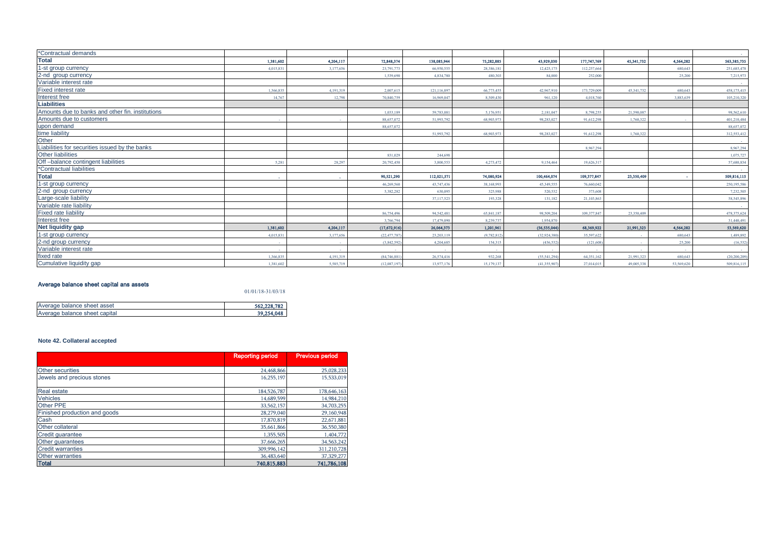| | | | | | | | | | | |
|---|---|---|---|---|---|---|---|---|---|---|
| *Contractual demands | | | | | | | | | | - |
| **Total** | 1,381,602 | 4,204,117 | 72,848,374 | 138,085,944 | 75,282,885 | 43,929,030 | 177,747,769 | 45,341,732 | 4,564,282 | 563,385,735 |
| 1-st group currency | 4,015,831 | 3,177,656 | 23,791,773 | 66,950,555 | 28,386,181 | 12,425,175 | 112,257,664 | | 680,643 | 251,685,478 |
| 2-nd group currency | | | 1,539,690 | 4,834,780 | 480,303 | 84,000 | 252,000 | | 25,200 | 7,215,973 |
| Variable interest rate | | | | | | | | | | - |
| Fixed interest rate | 1,366,835 | 4,191,319 | 2,007,615 | 121,116,897 | 66,773,455 | 42,967,910 | 173,729,009 | 45,341,732 | 680,643 | 458,175,415 |
| Interest free | 14,767 | 12,798 | 70,840,759 | 16,969,047 | 8,509,430 | 961,120 | 4,018,760 | | 3,883,639 | 105,210,320 |
| **Liabilities** | | | | | | | | | | |
| Amounts due to banks and other fin. institutions | | | 1,033,189 | 59,783,081 | 5,176,951 | 2,181,047 | 8,798,255 | 21,590,087 | | 98,562,610 |
| Amounts due to customers | - | - | 88,657,072 | 51,993,792 | 68,903,973 | 98,283,027 | 91,612,298 | 1,760,322 | - | 401,210,484 |
| upon demand | | | 88,657,072 | | | | | | | 88,657,072 |
| time liability | | | | 51,993,792 | 68,903,973 | 98,283,027 | 91,612,298 | 1,760,322 | | 312,553,412 |
| Other | | | | | | | | | | - |
| Liabilities for securities issued by the banks | | | | | | | 8,967,294 | | | 8,967,294 |
| Other liabilities | | | 831,029 | 244,698 | | | | | | 1,075,727 |
| Off –balance contingent liabilities | 5,281 | 28,297 | 20,792,450 | 3,800,553 | 4,273,472 | 9,154,464 | 19,626,317 | | | 57,680,834 |
| *Contractual liabilities | | | | | | | | | | - |
| **Total** | - | - | 90,521,290 | 112,021,571 | 74,080,924 | 100,464,074 | 109,377,847 | 23,350,409 | - | 509,816,115 |
| 1-st group currency | | | 46,269,560 | 43,747,436 | 38,168,993 | 45,349,555 | 76,660,042 | | | 250,195,586 |
| 2-nd group currency | | | 5,382,282 | 630,095 | 325,988 | 520,532 | 373,608 | | | 7,232,505 |
| Large-scale liability | | | | 37,117,523 | 193,328 | 131,182 | 21,103,863 | | | 58,545,896 |
| Variable rate liability | | | | | | | | | | - |
| Fixed rate liability | | | 86,754,496 | 94,542,481 | 65,841,187 | 98,509,204 | 109,377,847 | 23,350,409 | | 478,375,624 |
| Interest free | | | 3,766,794 | 17,479,090 | 8,239,737 | 1,954,870 | | | | 31,440,491 |
| **Net liquidity gap** | 1,381,602 | 4,204,117 | (17,672,916) | 26,064,373 | 1,201,961 | (56,535,044) | 68,369,922 | 21,991,323 | 4,564,282 | 53,569,620 |
| 1-st group currency | 4,015,831 | 3,177,656 | (22,477,787) | 23,203,119 | (9,782,812) | (32,924,380) | 35,597,622 | - | 680,643 | 1,489,892 |
| 2-nd group currency | - | - | (3,842,592) | 4,204,685 | 154,315 | (436,532) | (121,608) | - | 25,200 | (16,532) |
| Variable interest rate | - | - | | - | | | - | - | | - |
| fixed rate | 1,366,835 | 4,191,319 | (84,746,881) | 26,574,416 | 932,268 | (55,541,294) | 64,351,162 | 21,991,323 | 680,643 | (20,200,209) |
| Cumulative liquidity gap | 1,381,602 | 5,585,719 | (12,087,197) | 13,977,176 | 15,179,137 | (41,355,907) | 27,014,015 | 49,005,338 | 53,569,620 | 509,816,115 |

### Average balance sheet capital ans assets

| | 01/01/18-31/03/18 |
|---|---|
| Average balance sheet asset | 562,228,782 |
| Average balance sheet capital | 39,254,048 |

### Note 42. Collateral accepted

| | Reporting period | Previous period |
|---|---|---|
| Other securities | 24,468,866 | 25,028,233 |
| Jewels and precious stones | 16,255,197 | 15,533,019 |
| Real estate | 184,526,787 | 178,646,163 |
| Vehicles | 14,689,599 | 14,984,210 |
| Other PPE | 33,562,157 | 34,703,255 |
| Finished production and goods | 28,279,040 | 29,160,948 |
| Cash | 17,870,819 | 22,671,881 |
| Other collateral | 35,661,866 | 36,550,380 |
| Credit guarantee | 1,355,505 | 1,404,772 |
| Other guarantees | 37,666,265 | 34,563,242 |
| Credit warranties | 309,996,142 | 311,210,728 |
| Other warranties | 36,483,640 | 37,329,277 |
| **Total** | **740,815,883** | **741,786,108** |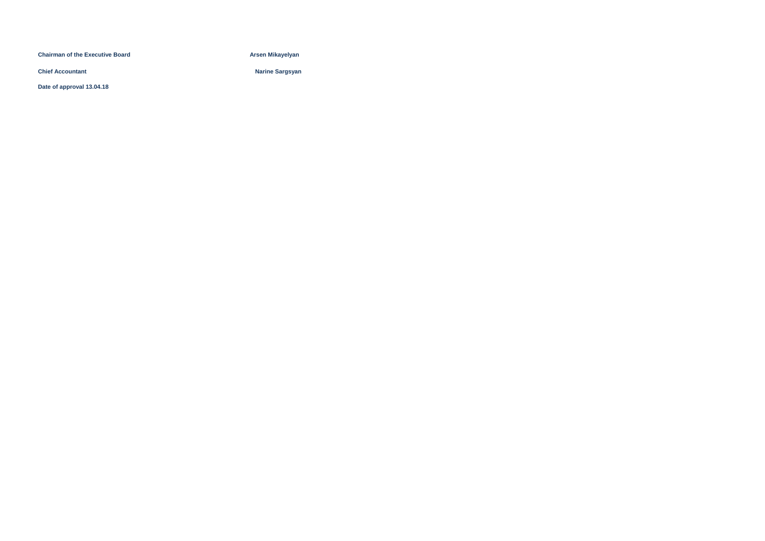| | |
|---|---|
| **Chairman of the Executive Board** | **Arsen Mikayelyan** |
| **Chief Accountant** | **Narine Sargsyan** |

**Date of approval 13.04.18**